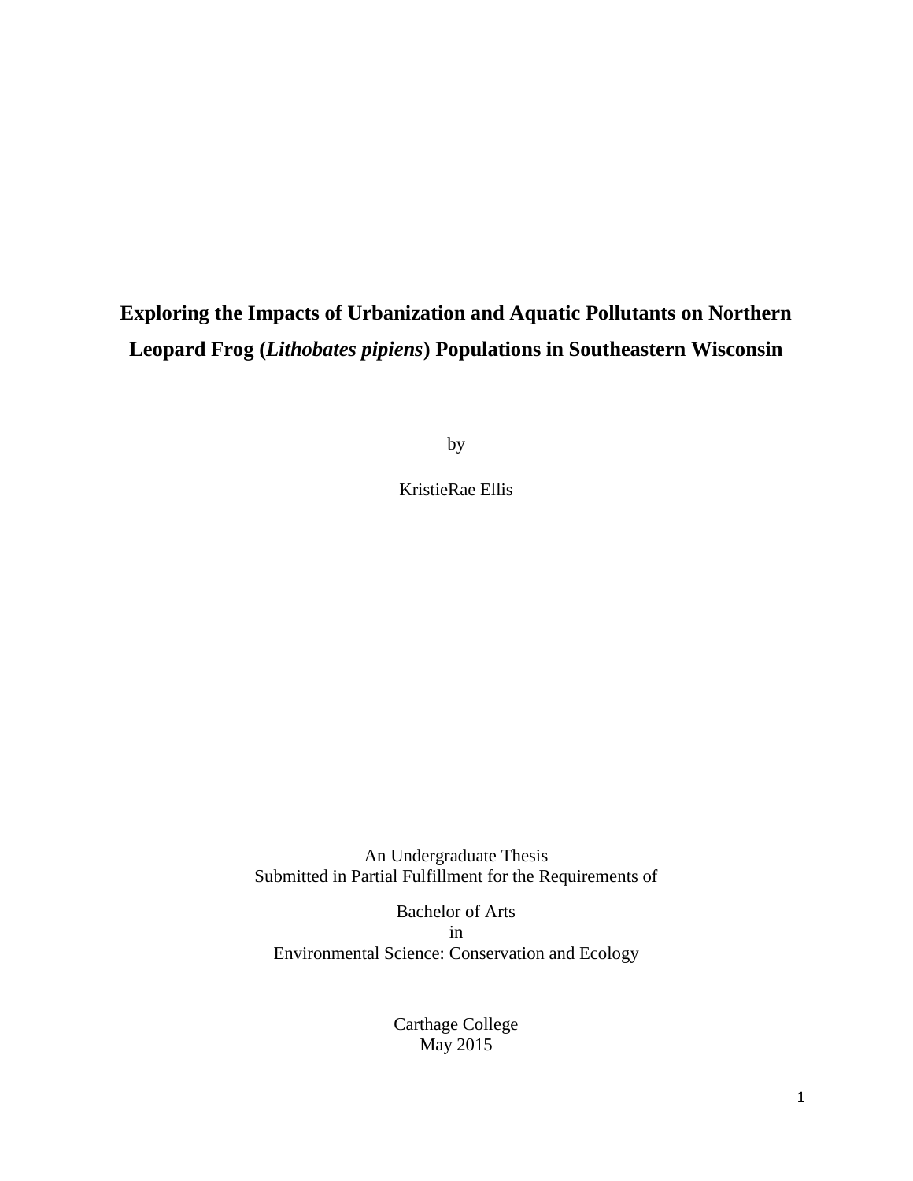# Exploring the Impacts of Urbanization and Aquatic Pollutants on Northern Leopard Frog (*Lithobates pipiens*) Populations in Southeastern Wisconsin

by

KristieRae Ellis

An Undergraduate Thesis
Submitted in Partial Fulfillment for the Requirements of

Bachelor of Arts
in
Environmental Science: Conservation and Ecology

Carthage College
May 2015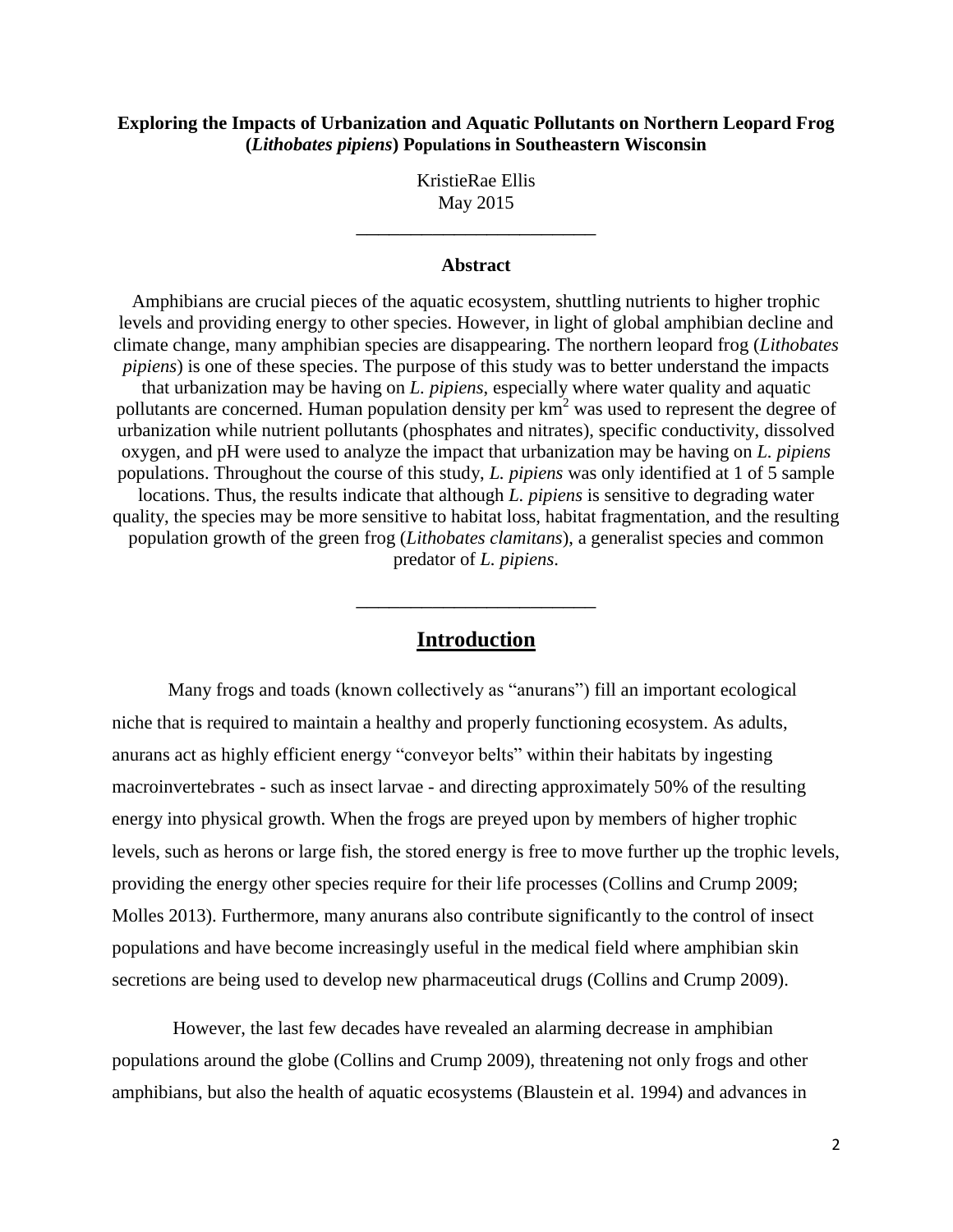**Exploring the Impacts of Urbanization and Aquatic Pollutants on Northern Leopard Frog (*Lithobates pipiens*) Populations in Southeastern Wisconsin**

KristieRae Ellis
May 2015

---

**Abstract**

Amphibians are crucial pieces of the aquatic ecosystem, shuttling nutrients to higher trophic levels and providing energy to other species. However, in light of global amphibian decline and climate change, many amphibian species are disappearing. The northern leopard frog (*Lithobates pipiens*) is one of these species. The purpose of this study was to better understand the impacts that urbanization may be having on *L. pipiens*, especially where water quality and aquatic pollutants are concerned. Human population density per $km^2$ was used to represent the degree of urbanization while nutrient pollutants (phosphates and nitrates), specific conductivity, dissolved oxygen, and pH were used to analyze the impact that urbanization may be having on *L. pipiens* populations. Throughout the course of this study, *L. pipiens* was only identified at 1 of 5 sample locations. Thus, the results indicate that although *L. pipiens* is sensitive to degrading water quality, the species may be more sensitive to habitat loss, habitat fragmentation, and the resulting population growth of the green frog (*Lithobates clamitans*), a generalist species and common predator of *L. pipiens*.

---

## Introduction

Many frogs and toads (known collectively as "anurans") fill an important ecological niche that is required to maintain a healthy and properly functioning ecosystem. As adults, anurans act as highly efficient energy "conveyor belts" within their habitats by ingesting macroinvertebrates - such as insect larvae - and directing approximately 50% of the resulting energy into physical growth. When the frogs are preyed upon by members of higher trophic levels, such as herons or large fish, the stored energy is free to move further up the trophic levels, providing the energy other species require for their life processes (Collins and Crump 2009; Molles 2013). Furthermore, many anurans also contribute significantly to the control of insect populations and have become increasingly useful in the medical field where amphibian skin secretions are being used to develop new pharmaceutical drugs (Collins and Crump 2009).

However, the last few decades have revealed an alarming decrease in amphibian populations around the globe (Collins and Crump 2009), threatening not only frogs and other amphibians, but also the health of aquatic ecosystems (Blaustein et al. 1994) and advances in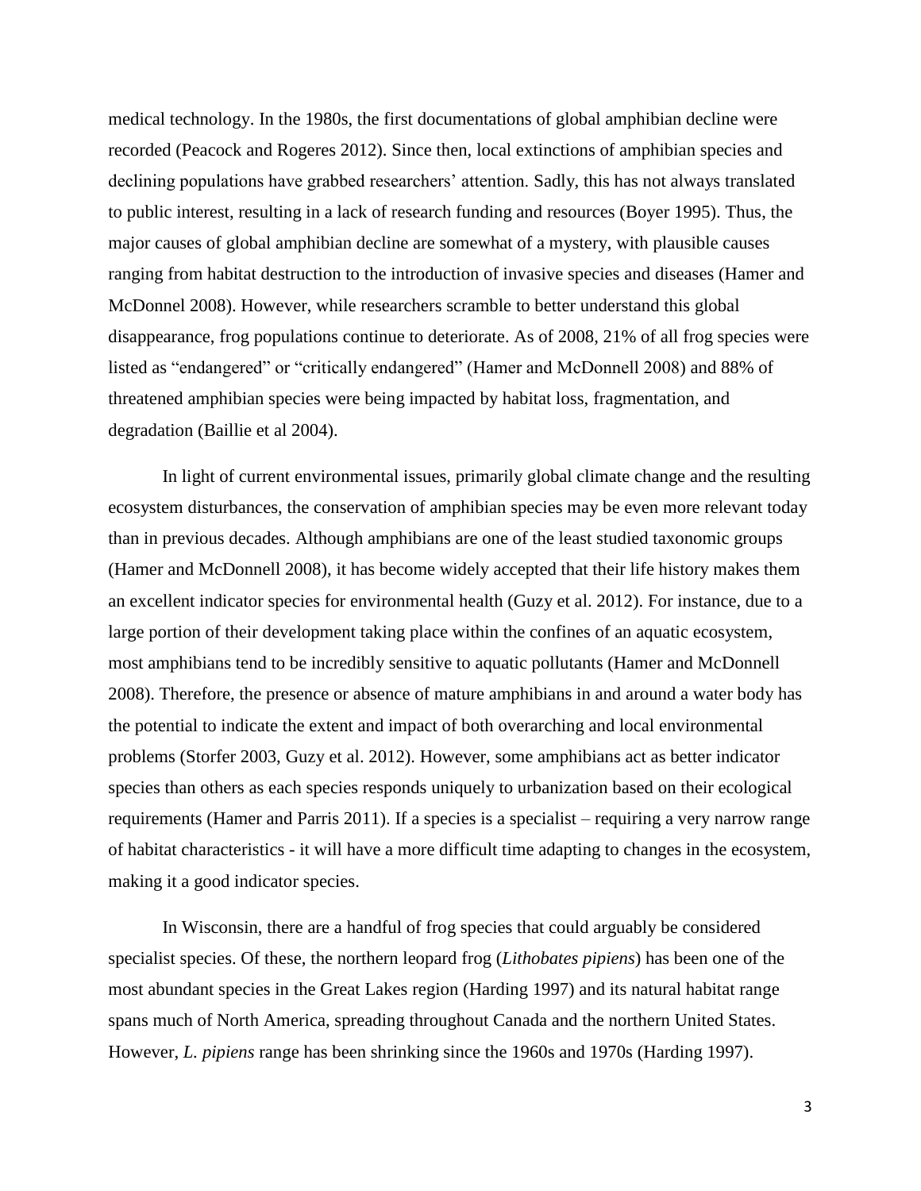medical technology. In the 1980s, the first documentations of global amphibian decline were recorded (Peacock and Rogeres 2012). Since then, local extinctions of amphibian species and declining populations have grabbed researchers' attention. Sadly, this has not always translated to public interest, resulting in a lack of research funding and resources (Boyer 1995). Thus, the major causes of global amphibian decline are somewhat of a mystery, with plausible causes ranging from habitat destruction to the introduction of invasive species and diseases (Hamer and McDonnel 2008). However, while researchers scramble to better understand this global disappearance, frog populations continue to deteriorate. As of 2008, 21% of all frog species were listed as "endangered" or "critically endangered" (Hamer and McDonnell 2008) and 88% of threatened amphibian species were being impacted by habitat loss, fragmentation, and degradation (Baillie et al 2004).

In light of current environmental issues, primarily global climate change and the resulting ecosystem disturbances, the conservation of amphibian species may be even more relevant today than in previous decades. Although amphibians are one of the least studied taxonomic groups (Hamer and McDonnell 2008), it has become widely accepted that their life history makes them an excellent indicator species for environmental health (Guzy et al. 2012). For instance, due to a large portion of their development taking place within the confines of an aquatic ecosystem, most amphibians tend to be incredibly sensitive to aquatic pollutants (Hamer and McDonnell 2008). Therefore, the presence or absence of mature amphibians in and around a water body has the potential to indicate the extent and impact of both overarching and local environmental problems (Storfer 2003, Guzy et al. 2012). However, some amphibians act as better indicator species than others as each species responds uniquely to urbanization based on their ecological requirements (Hamer and Parris 2011). If a species is a specialist – requiring a very narrow range of habitat characteristics - it will have a more difficult time adapting to changes in the ecosystem, making it a good indicator species.

In Wisconsin, there are a handful of frog species that could arguably be considered specialist species. Of these, the northern leopard frog (*Lithobates pipiens*) has been one of the most abundant species in the Great Lakes region (Harding 1997) and its natural habitat range spans much of North America, spreading throughout Canada and the northern United States. However, *L. pipiens* range has been shrinking since the 1960s and 1970s (Harding 1997).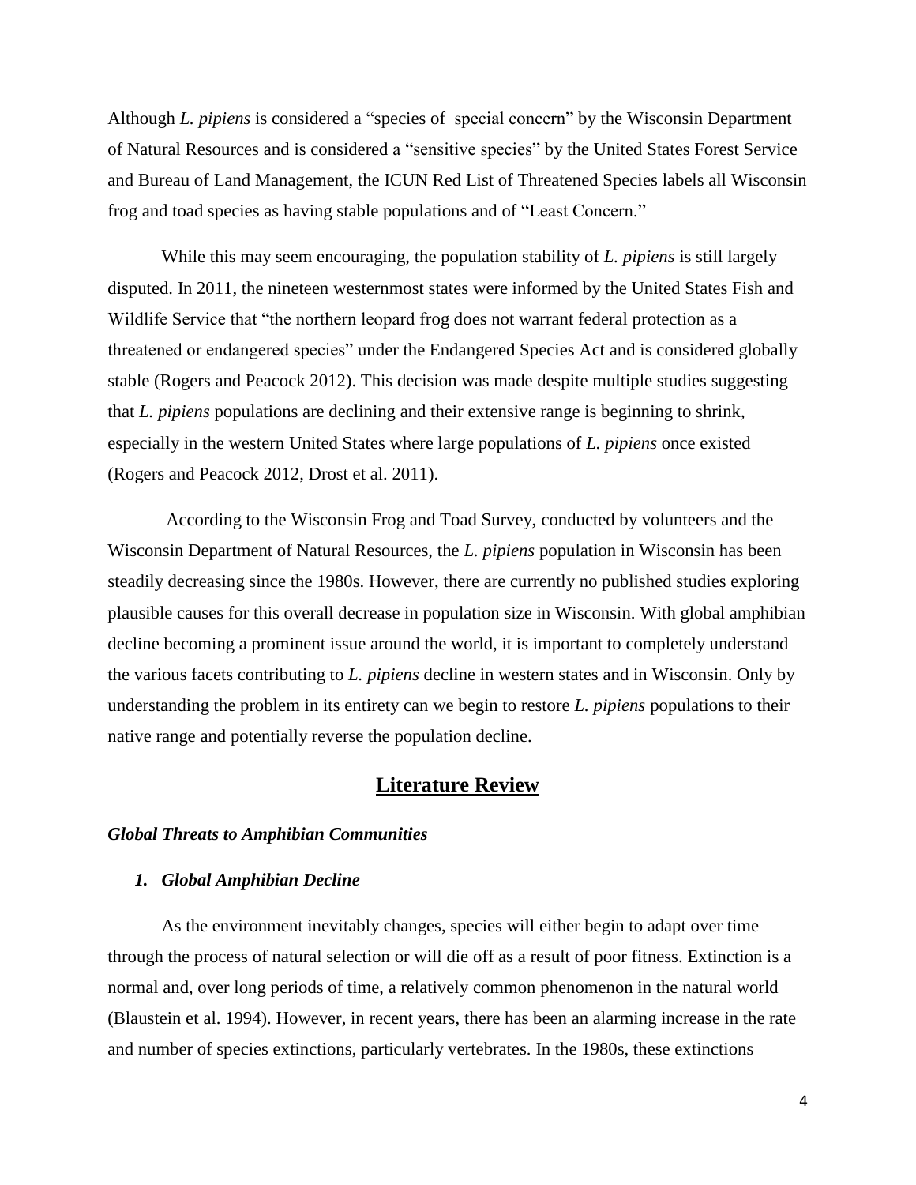Although *L. pipiens* is considered a "species of special concern" by the Wisconsin Department of Natural Resources and is considered a "sensitive species" by the United States Forest Service and Bureau of Land Management, the ICUN Red List of Threatened Species labels all Wisconsin frog and toad species as having stable populations and of "Least Concern."

While this may seem encouraging, the population stability of *L. pipiens* is still largely disputed. In 2011, the nineteen westernmost states were informed by the United States Fish and Wildlife Service that "the northern leopard frog does not warrant federal protection as a threatened or endangered species" under the Endangered Species Act and is considered globally stable (Rogers and Peacock 2012). This decision was made despite multiple studies suggesting that *L. pipiens* populations are declining and their extensive range is beginning to shrink, especially in the western United States where large populations of *L. pipiens* once existed (Rogers and Peacock 2012, Drost et al. 2011).

According to the Wisconsin Frog and Toad Survey, conducted by volunteers and the Wisconsin Department of Natural Resources, the *L. pipiens* population in Wisconsin has been steadily decreasing since the 1980s. However, there are currently no published studies exploring plausible causes for this overall decrease in population size in Wisconsin. With global amphibian decline becoming a prominent issue around the world, it is important to completely understand the various facets contributing to *L. pipiens* decline in western states and in Wisconsin. Only by understanding the problem in its entirety can we begin to restore *L. pipiens* populations to their native range and potentially reverse the population decline.

## Literature Review

### *Global Threats to Amphibian Communities*

#### *1. Global Amphibian Decline*

As the environment inevitably changes, species will either begin to adapt over time through the process of natural selection or will die off as a result of poor fitness. Extinction is a normal and, over long periods of time, a relatively common phenomenon in the natural world (Blaustein et al. 1994). However, in recent years, there has been an alarming increase in the rate and number of species extinctions, particularly vertebrates. In the 1980s, these extinctions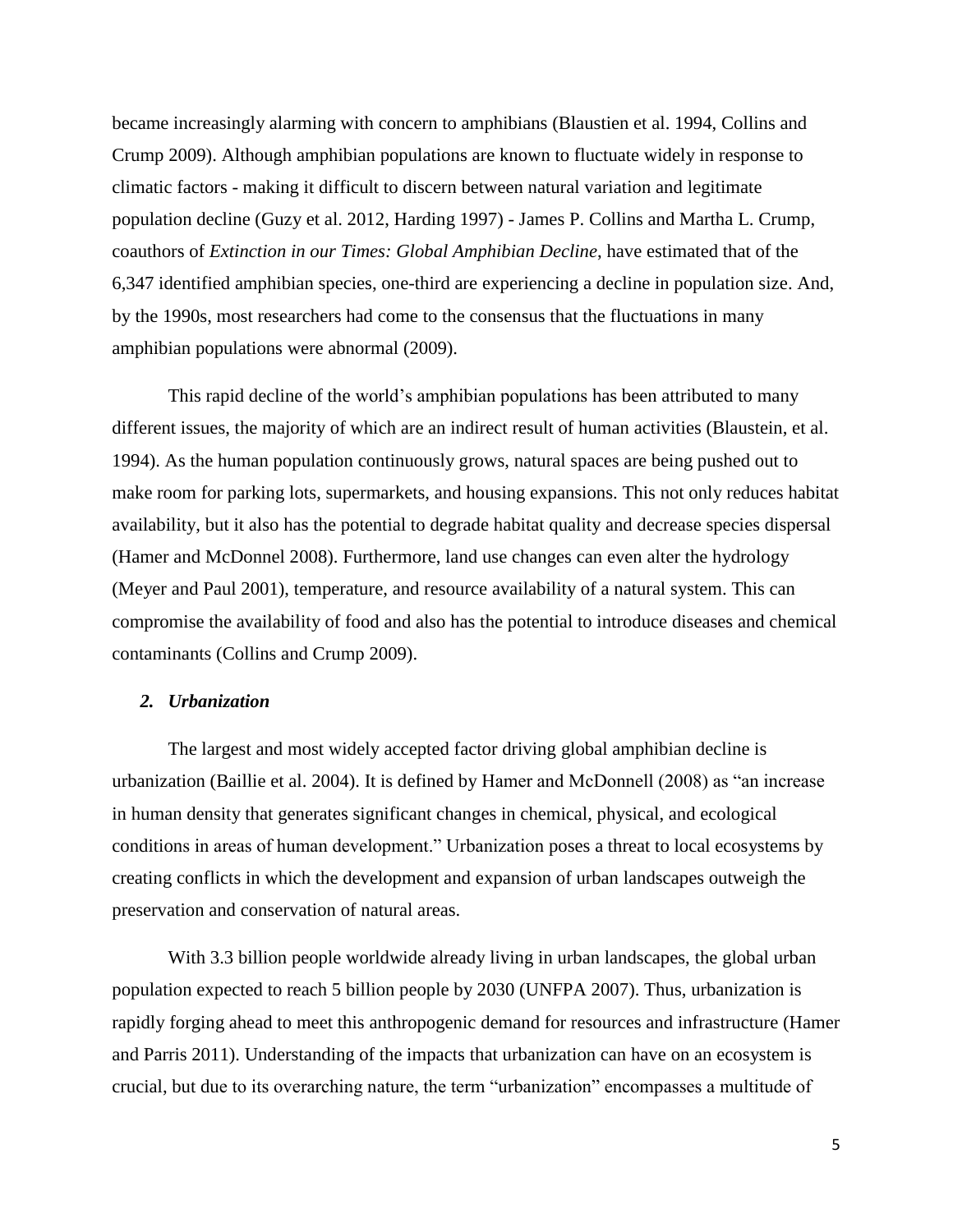became increasingly alarming with concern to amphibians (Blaustien et al. 1994, Collins and Crump 2009). Although amphibian populations are known to fluctuate widely in response to climatic factors - making it difficult to discern between natural variation and legitimate population decline (Guzy et al. 2012, Harding 1997) - James P. Collins and Martha L. Crump, coauthors of *Extinction in our Times: Global Amphibian Decline*, have estimated that of the 6,347 identified amphibian species, one-third are experiencing a decline in population size. And, by the 1990s, most researchers had come to the consensus that the fluctuations in many amphibian populations were abnormal (2009).

This rapid decline of the world's amphibian populations has been attributed to many different issues, the majority of which are an indirect result of human activities (Blaustein, et al. 1994). As the human population continuously grows, natural spaces are being pushed out to make room for parking lots, supermarkets, and housing expansions. This not only reduces habitat availability, but it also has the potential to degrade habitat quality and decrease species dispersal (Hamer and McDonnel 2008). Furthermore, land use changes can even alter the hydrology (Meyer and Paul 2001), temperature, and resource availability of a natural system. This can compromise the availability of food and also has the potential to introduce diseases and chemical contaminants (Collins and Crump 2009).

### *2. Urbanization*

The largest and most widely accepted factor driving global amphibian decline is urbanization (Baillie et al. 2004). It is defined by Hamer and McDonnell (2008) as "an increase in human density that generates significant changes in chemical, physical, and ecological conditions in areas of human development." Urbanization poses a threat to local ecosystems by creating conflicts in which the development and expansion of urban landscapes outweigh the preservation and conservation of natural areas.

With 3.3 billion people worldwide already living in urban landscapes, the global urban population expected to reach 5 billion people by 2030 (UNFPA 2007). Thus, urbanization is rapidly forging ahead to meet this anthropogenic demand for resources and infrastructure (Hamer and Parris 2011). Understanding of the impacts that urbanization can have on an ecosystem is crucial, but due to its overarching nature, the term "urbanization" encompasses a multitude of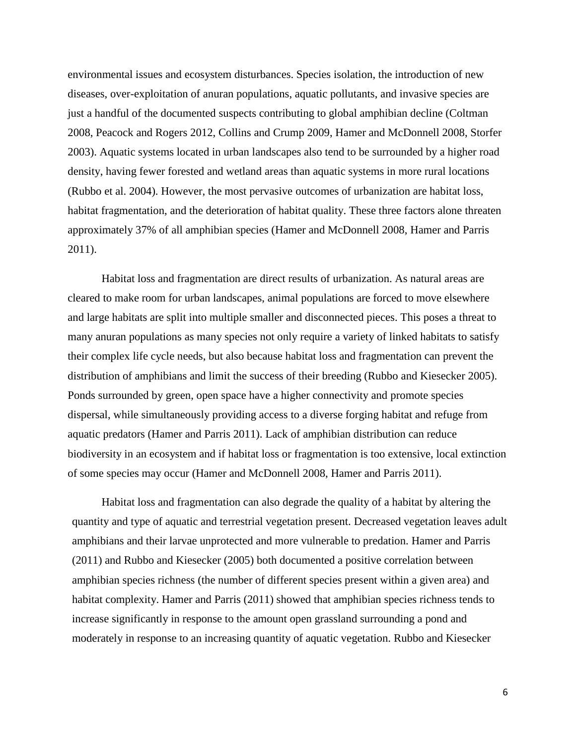environmental issues and ecosystem disturbances. Species isolation, the introduction of new diseases, over-exploitation of anuran populations, aquatic pollutants, and invasive species are just a handful of the documented suspects contributing to global amphibian decline (Coltman 2008, Peacock and Rogers 2012, Collins and Crump 2009, Hamer and McDonnell 2008, Storfer 2003). Aquatic systems located in urban landscapes also tend to be surrounded by a higher road density, having fewer forested and wetland areas than aquatic systems in more rural locations (Rubbo et al. 2004). However, the most pervasive outcomes of urbanization are habitat loss, habitat fragmentation, and the deterioration of habitat quality. These three factors alone threaten approximately 37% of all amphibian species (Hamer and McDonnell 2008, Hamer and Parris 2011).

Habitat loss and fragmentation are direct results of urbanization. As natural areas are cleared to make room for urban landscapes, animal populations are forced to move elsewhere and large habitats are split into multiple smaller and disconnected pieces. This poses a threat to many anuran populations as many species not only require a variety of linked habitats to satisfy their complex life cycle needs, but also because habitat loss and fragmentation can prevent the distribution of amphibians and limit the success of their breeding (Rubbo and Kiesecker 2005). Ponds surrounded by green, open space have a higher connectivity and promote species dispersal, while simultaneously providing access to a diverse forging habitat and refuge from aquatic predators (Hamer and Parris 2011). Lack of amphibian distribution can reduce biodiversity in an ecosystem and if habitat loss or fragmentation is too extensive, local extinction of some species may occur (Hamer and McDonnell 2008, Hamer and Parris 2011).

Habitat loss and fragmentation can also degrade the quality of a habitat by altering the quantity and type of aquatic and terrestrial vegetation present. Decreased vegetation leaves adult amphibians and their larvae unprotected and more vulnerable to predation. Hamer and Parris (2011) and Rubbo and Kiesecker (2005) both documented a positive correlation between amphibian species richness (the number of different species present within a given area) and habitat complexity. Hamer and Parris (2011) showed that amphibian species richness tends to increase significantly in response to the amount open grassland surrounding a pond and moderately in response to an increasing quantity of aquatic vegetation. Rubbo and Kiesecker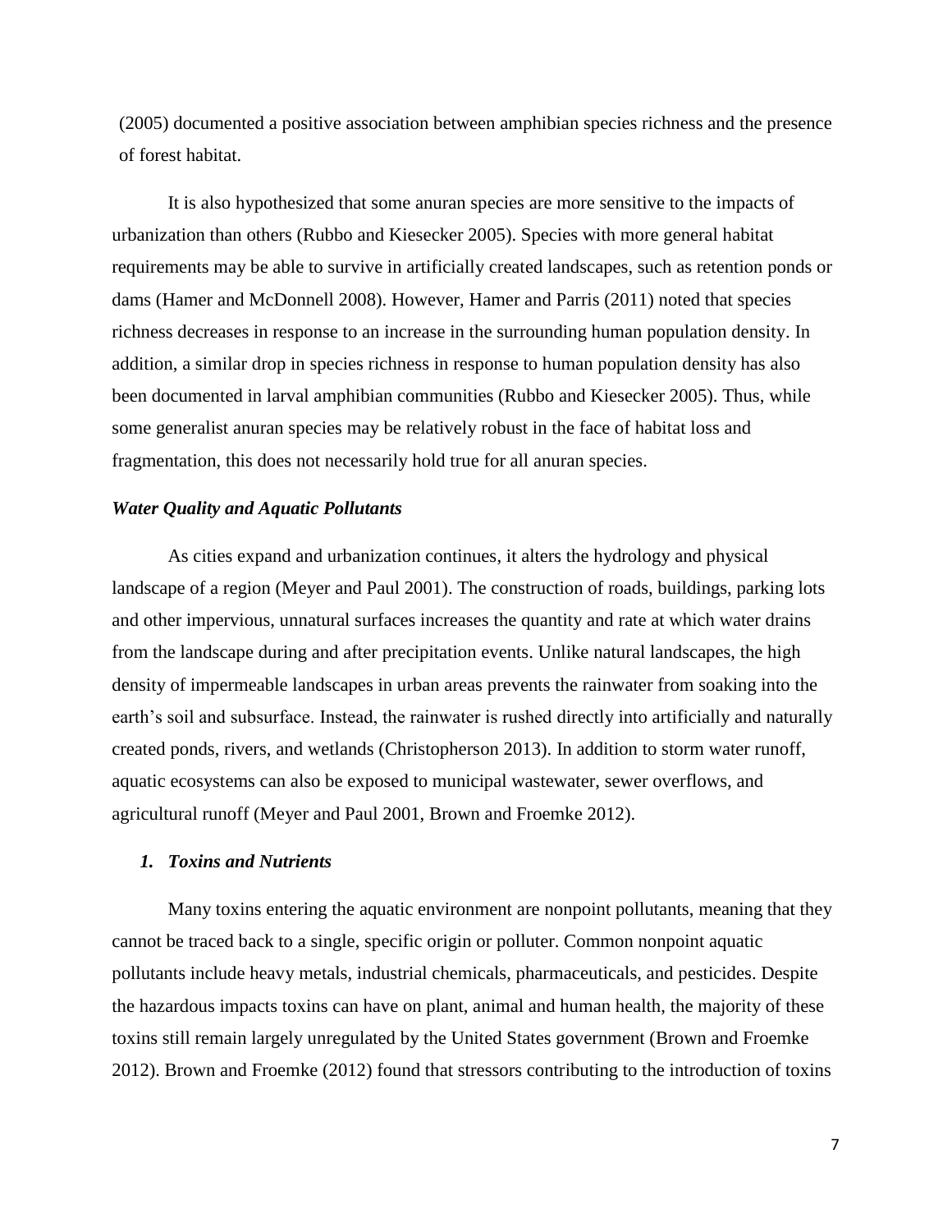(2005) documented a positive association between amphibian species richness and the presence of forest habitat.

It is also hypothesized that some anuran species are more sensitive to the impacts of urbanization than others (Rubbo and Kiesecker 2005). Species with more general habitat requirements may be able to survive in artificially created landscapes, such as retention ponds or dams (Hamer and McDonnell 2008). However, Hamer and Parris (2011) noted that species richness decreases in response to an increase in the surrounding human population density. In addition, a similar drop in species richness in response to human population density has also been documented in larval amphibian communities (Rubbo and Kiesecker 2005). Thus, while some generalist anuran species may be relatively robust in the face of habitat loss and fragmentation, this does not necessarily hold true for all anuran species.

### *Water Quality and Aquatic Pollutants*

As cities expand and urbanization continues, it alters the hydrology and physical landscape of a region (Meyer and Paul 2001). The construction of roads, buildings, parking lots and other impervious, unnatural surfaces increases the quantity and rate at which water drains from the landscape during and after precipitation events. Unlike natural landscapes, the high density of impermeable landscapes in urban areas prevents the rainwater from soaking into the earth's soil and subsurface. Instead, the rainwater is rushed directly into artificially and naturally created ponds, rivers, and wetlands (Christopherson 2013). In addition to storm water runoff, aquatic ecosystems can also be exposed to municipal wastewater, sewer overflows, and agricultural runoff (Meyer and Paul 2001, Brown and Froemke 2012).

#### *1. Toxins and Nutrients*

Many toxins entering the aquatic environment are nonpoint pollutants, meaning that they cannot be traced back to a single, specific origin or polluter. Common nonpoint aquatic pollutants include heavy metals, industrial chemicals, pharmaceuticals, and pesticides. Despite the hazardous impacts toxins can have on plant, animal and human health, the majority of these toxins still remain largely unregulated by the United States government (Brown and Froemke 2012). Brown and Froemke (2012) found that stressors contributing to the introduction of toxins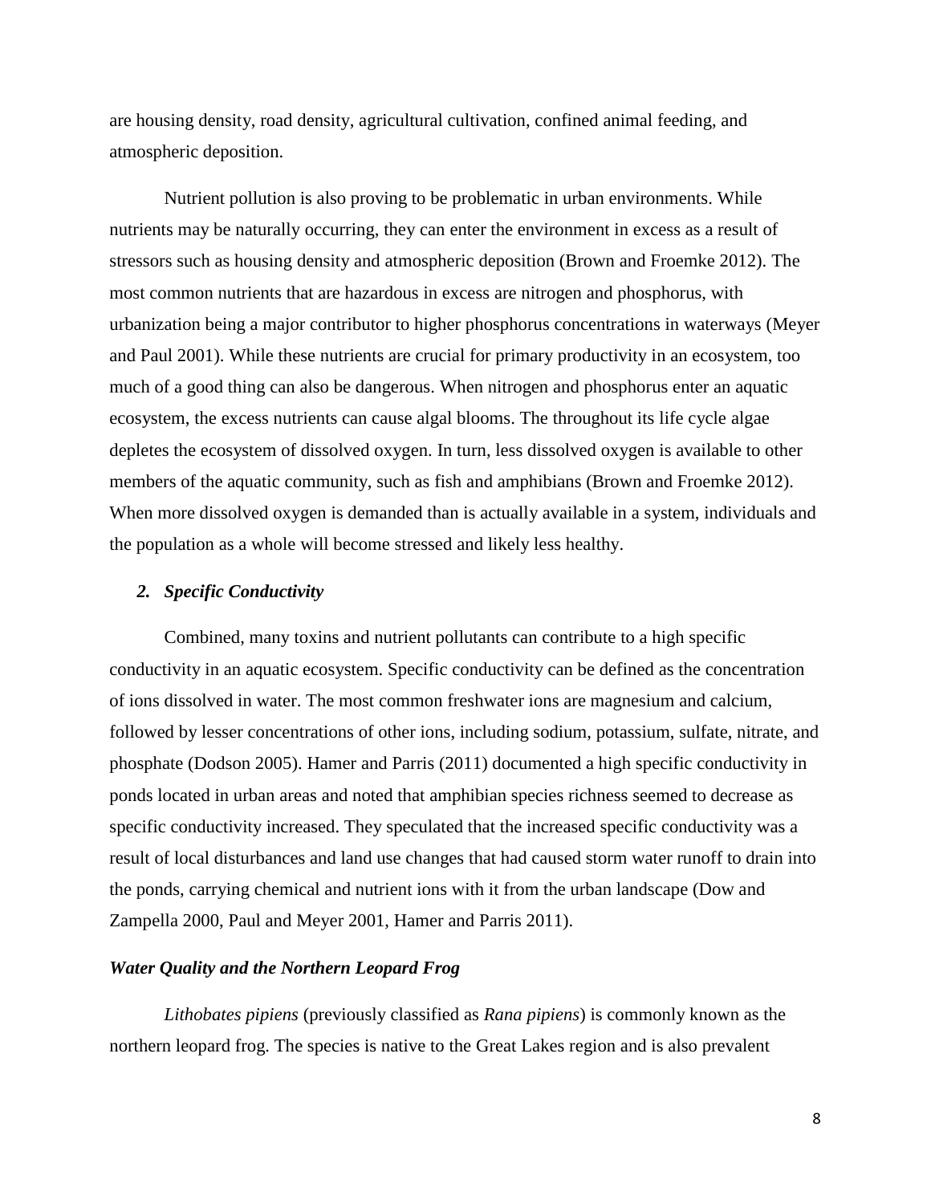are housing density, road density, agricultural cultivation, confined animal feeding, and atmospheric deposition.

Nutrient pollution is also proving to be problematic in urban environments. While nutrients may be naturally occurring, they can enter the environment in excess as a result of stressors such as housing density and atmospheric deposition (Brown and Froemke 2012). The most common nutrients that are hazardous in excess are nitrogen and phosphorus, with urbanization being a major contributor to higher phosphorus concentrations in waterways (Meyer and Paul 2001). While these nutrients are crucial for primary productivity in an ecosystem, too much of a good thing can also be dangerous. When nitrogen and phosphorus enter an aquatic ecosystem, the excess nutrients can cause algal blooms. The throughout its life cycle algae depletes the ecosystem of dissolved oxygen. In turn, less dissolved oxygen is available to other members of the aquatic community, such as fish and amphibians (Brown and Froemke 2012). When more dissolved oxygen is demanded than is actually available in a system, individuals and the population as a whole will become stressed and likely less healthy.

### *2. Specific Conductivity*

Combined, many toxins and nutrient pollutants can contribute to a high specific conductivity in an aquatic ecosystem. Specific conductivity can be defined as the concentration of ions dissolved in water. The most common freshwater ions are magnesium and calcium, followed by lesser concentrations of other ions, including sodium, potassium, sulfate, nitrate, and phosphate (Dodson 2005). Hamer and Parris (2011) documented a high specific conductivity in ponds located in urban areas and noted that amphibian species richness seemed to decrease as specific conductivity increased. They speculated that the increased specific conductivity was a result of local disturbances and land use changes that had caused storm water runoff to drain into the ponds, carrying chemical and nutrient ions with it from the urban landscape (Dow and Zampella 2000, Paul and Meyer 2001, Hamer and Parris 2011).

## *Water Quality and the Northern Leopard Frog*

*Lithobates pipiens* (previously classified as *Rana pipiens*) is commonly known as the northern leopard frog. The species is native to the Great Lakes region and is also prevalent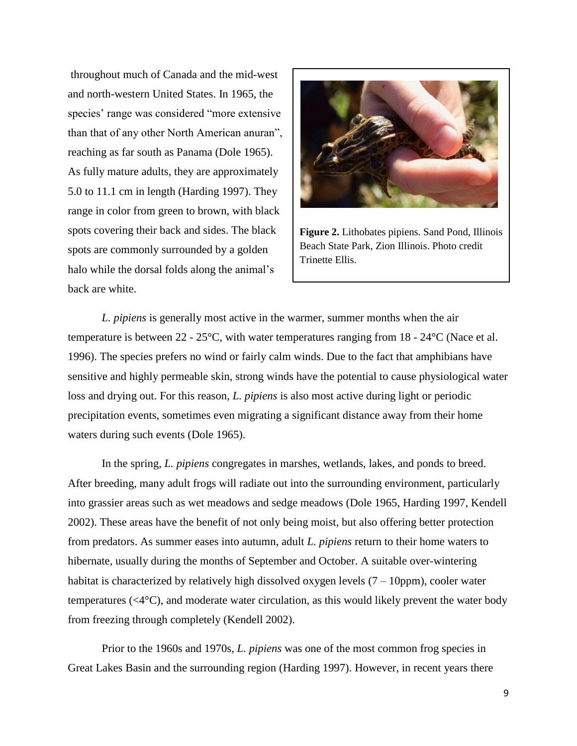throughout much of Canada and the mid-west and north-western United States. In 1965, the species' range was considered "more extensive than that of any other North American anuran", reaching as far south as Panama (Dole 1965). As fully mature adults, they are approximately 5.0 to 11.1 cm in length (Harding 1997). They range in color from green to brown, with black spots covering their back and sides. The black spots are commonly surrounded by a golden halo while the dorsal folds along the animal's back are white.

**Figure 2.** Lithobates pipiens. Sand Pond, Illinois Beach State Park, Zion Illinois. Photo credit Trinette Ellis.

*L. pipiens* is generally most active in the warmer, summer months when the air temperature is between 22 - 25°C, with water temperatures ranging from 18 - 24°C (Nace et al. 1996). The species prefers no wind or fairly calm winds. Due to the fact that amphibians have sensitive and highly permeable skin, strong winds have the potential to cause physiological water loss and drying out. For this reason, *L. pipiens* is also most active during light or periodic precipitation events, sometimes even migrating a significant distance away from their home waters during such events (Dole 1965).

In the spring, *L. pipiens* congregates in marshes, wetlands, lakes, and ponds to breed. After breeding, many adult frogs will radiate out into the surrounding environment, particularly into grassier areas such as wet meadows and sedge meadows (Dole 1965, Harding 1997, Kendell 2002). These areas have the benefit of not only being moist, but also offering better protection from predators. As summer eases into autumn, adult *L. pipiens* return to their home waters to hibernate, usually during the months of September and October. A suitable over-wintering habitat is characterized by relatively high dissolved oxygen levels (7 – 10ppm), cooler water temperatures (<4°C), and moderate water circulation, as this would likely prevent the water body from freezing through completely (Kendell 2002).

Prior to the 1960s and 1970s, *L. pipiens* was one of the most common frog species in Great Lakes Basin and the surrounding region (Harding 1997). However, in recent years there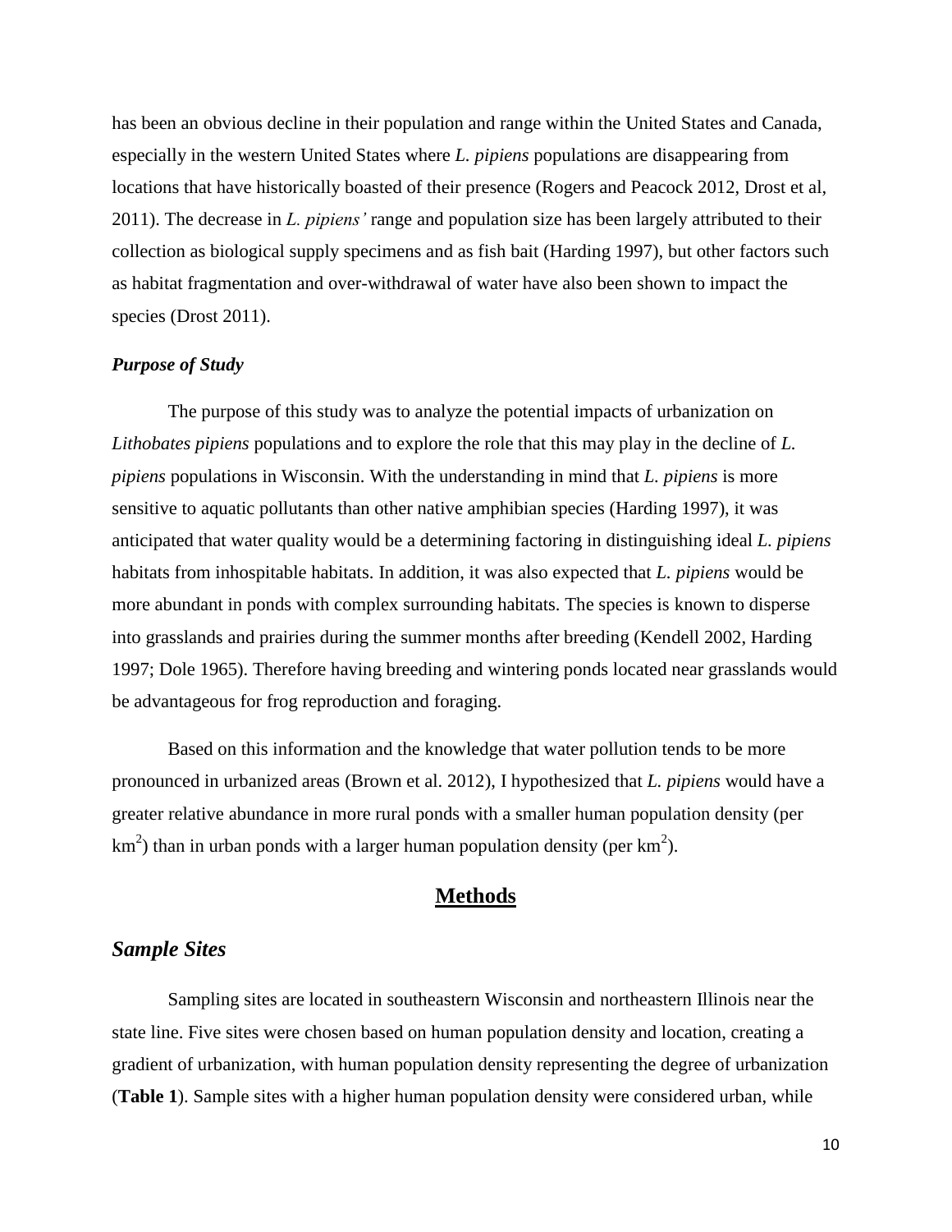has been an obvious decline in their population and range within the United States and Canada, especially in the western United States where *L. pipiens* populations are disappearing from locations that have historically boasted of their presence (Rogers and Peacock 2012, Drost et al, 2011). The decrease in *L. pipiens'* range and population size has been largely attributed to their collection as biological supply specimens and as fish bait (Harding 1997), but other factors such as habitat fragmentation and over-withdrawal of water have also been shown to impact the species (Drost 2011).

***Purpose of Study***

The purpose of this study was to analyze the potential impacts of urbanization on *Lithobates pipiens* populations and to explore the role that this may play in the decline of *L. pipiens* populations in Wisconsin. With the understanding in mind that *L. pipiens* is more sensitive to aquatic pollutants than other native amphibian species (Harding 1997), it was anticipated that water quality would be a determining factoring in distinguishing ideal *L. pipiens* habitats from inhospitable habitats. In addition, it was also expected that *L. pipiens* would be more abundant in ponds with complex surrounding habitats. The species is known to disperse into grasslands and prairies during the summer months after breeding (Kendell 2002, Harding 1997; Dole 1965). Therefore having breeding and wintering ponds located near grasslands would be advantageous for frog reproduction and foraging.

Based on this information and the knowledge that water pollution tends to be more pronounced in urbanized areas (Brown et al. 2012), I hypothesized that *L. pipiens* would have a greater relative abundance in more rural ponds with a smaller human population density (per $km^2$) than in urban ponds with a larger human population density (per $km^2$).

## Methods

### *Sample Sites*

Sampling sites are located in southeastern Wisconsin and northeastern Illinois near the state line. Five sites were chosen based on human population density and location, creating a gradient of urbanization, with human population density representing the degree of urbanization (**Table 1**). Sample sites with a higher human population density were considered urban, while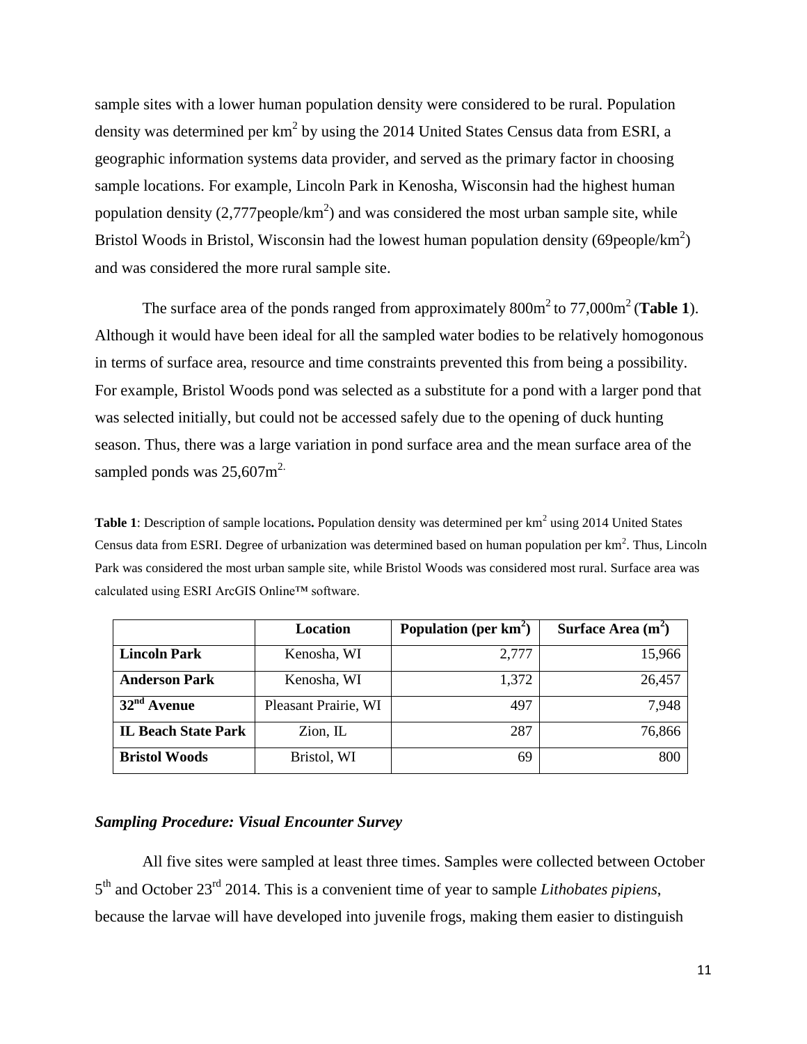sample sites with a lower human population density were considered to be rural. Population density was determined per $km^2$ by using the 2014 United States Census data from ESRI, a geographic information systems data provider, and served as the primary factor in choosing sample locations. For example, Lincoln Park in Kenosha, Wisconsin had the highest human population density (2,777people/$km^2$) and was considered the most urban sample site, while Bristol Woods in Bristol, Wisconsin had the lowest human population density (69people/$km^2$) and was considered the more rural sample site.

The surface area of the ponds ranged from approximately 800$m^2$ to 77,000$m^2$ (**Table 1**). Although it would have been ideal for all the sampled water bodies to be relatively homogonous in terms of surface area, resource and time constraints prevented this from being a possibility. For example, Bristol Woods pond was selected as a substitute for a pond with a larger pond that was selected initially, but could not be accessed safely due to the opening of duck hunting season. Thus, there was a large variation in pond surface area and the mean surface area of the sampled ponds was 25,607$m^2$.

**Table 1**: Description of sample locations**.** Population density was determined per $km^2$ using 2014 United States Census data from ESRI. Degree of urbanization was determined based on human population per $km^2$. Thus, Lincoln Park was considered the most urban sample site, while Bristol Woods was considered most rural. Surface area was calculated using ESRI ArcGIS Online™ software.

| | **Location** | **Population (per $km^2$)** | **Surface Area ($m^2$)** |
|---|---|---|---|
| **Lincoln Park** | Kenosha, WI | 2,777 | 15,966 |
| **Anderson Park** | Kenosha, WI | 1,372 | 26,457 |
| **32nd Avenue** | Pleasant Prairie, WI | 497 | 7,948 |
| **IL Beach State Park** | Zion, IL | 287 | 76,866 |
| **Bristol Woods** | Bristol, WI | 69 | 800 |

### *Sampling Procedure: Visual Encounter Survey*

All five sites were sampled at least three times. Samples were collected between October 5th and October 23rd 2014. This is a convenient time of year to sample *Lithobates pipiens*, because the larvae will have developed into juvenile frogs, making them easier to distinguish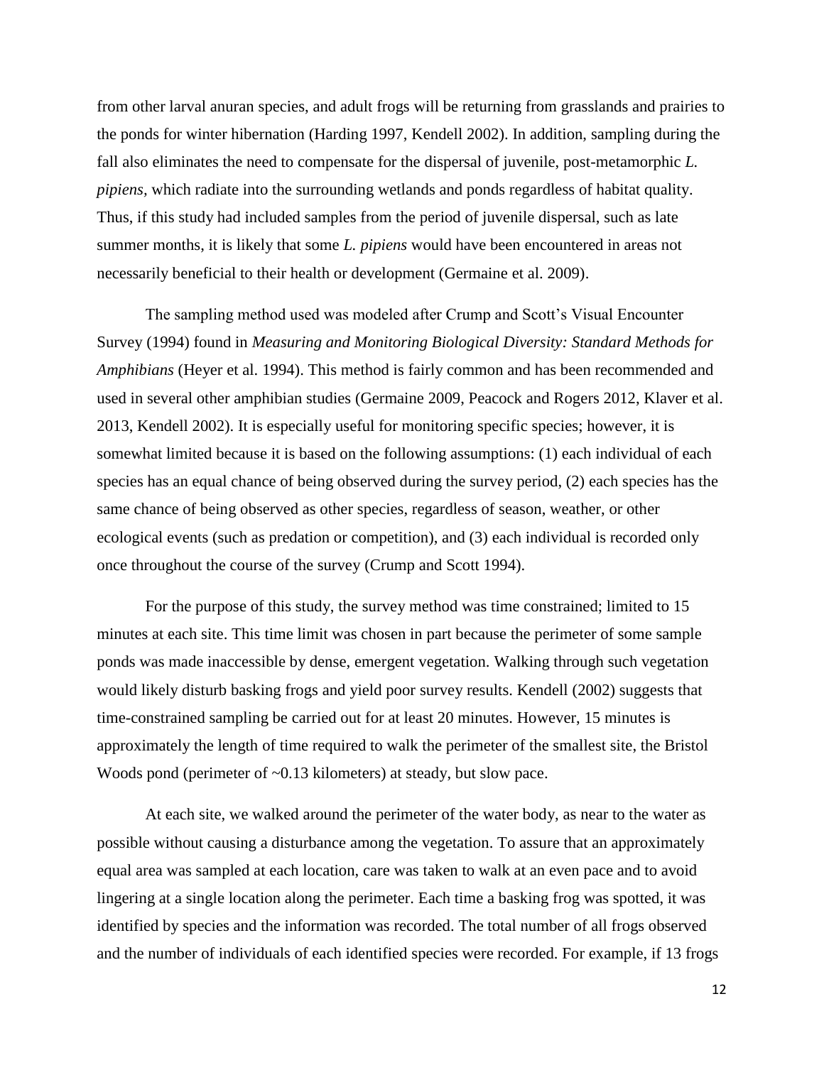from other larval anuran species, and adult frogs will be returning from grasslands and prairies to the ponds for winter hibernation (Harding 1997, Kendell 2002). In addition, sampling during the fall also eliminates the need to compensate for the dispersal of juvenile, post-metamorphic *L. pipiens*, which radiate into the surrounding wetlands and ponds regardless of habitat quality. Thus, if this study had included samples from the period of juvenile dispersal, such as late summer months, it is likely that some *L. pipiens* would have been encountered in areas not necessarily beneficial to their health or development (Germaine et al. 2009).

The sampling method used was modeled after Crump and Scott's Visual Encounter Survey (1994) found in *Measuring and Monitoring Biological Diversity: Standard Methods for Amphibians* (Heyer et al. 1994). This method is fairly common and has been recommended and used in several other amphibian studies (Germaine 2009, Peacock and Rogers 2012, Klaver et al. 2013, Kendell 2002). It is especially useful for monitoring specific species; however, it is somewhat limited because it is based on the following assumptions: (1) each individual of each species has an equal chance of being observed during the survey period, (2) each species has the same chance of being observed as other species, regardless of season, weather, or other ecological events (such as predation or competition), and (3) each individual is recorded only once throughout the course of the survey (Crump and Scott 1994).

For the purpose of this study, the survey method was time constrained; limited to 15 minutes at each site. This time limit was chosen in part because the perimeter of some sample ponds was made inaccessible by dense, emergent vegetation. Walking through such vegetation would likely disturb basking frogs and yield poor survey results. Kendell (2002) suggests that time-constrained sampling be carried out for at least 20 minutes. However, 15 minutes is approximately the length of time required to walk the perimeter of the smallest site, the Bristol Woods pond (perimeter of ~0.13 kilometers) at steady, but slow pace.

At each site, we walked around the perimeter of the water body, as near to the water as possible without causing a disturbance among the vegetation. To assure that an approximately equal area was sampled at each location, care was taken to walk at an even pace and to avoid lingering at a single location along the perimeter. Each time a basking frog was spotted, it was identified by species and the information was recorded. The total number of all frogs observed and the number of individuals of each identified species were recorded. For example, if 13 frogs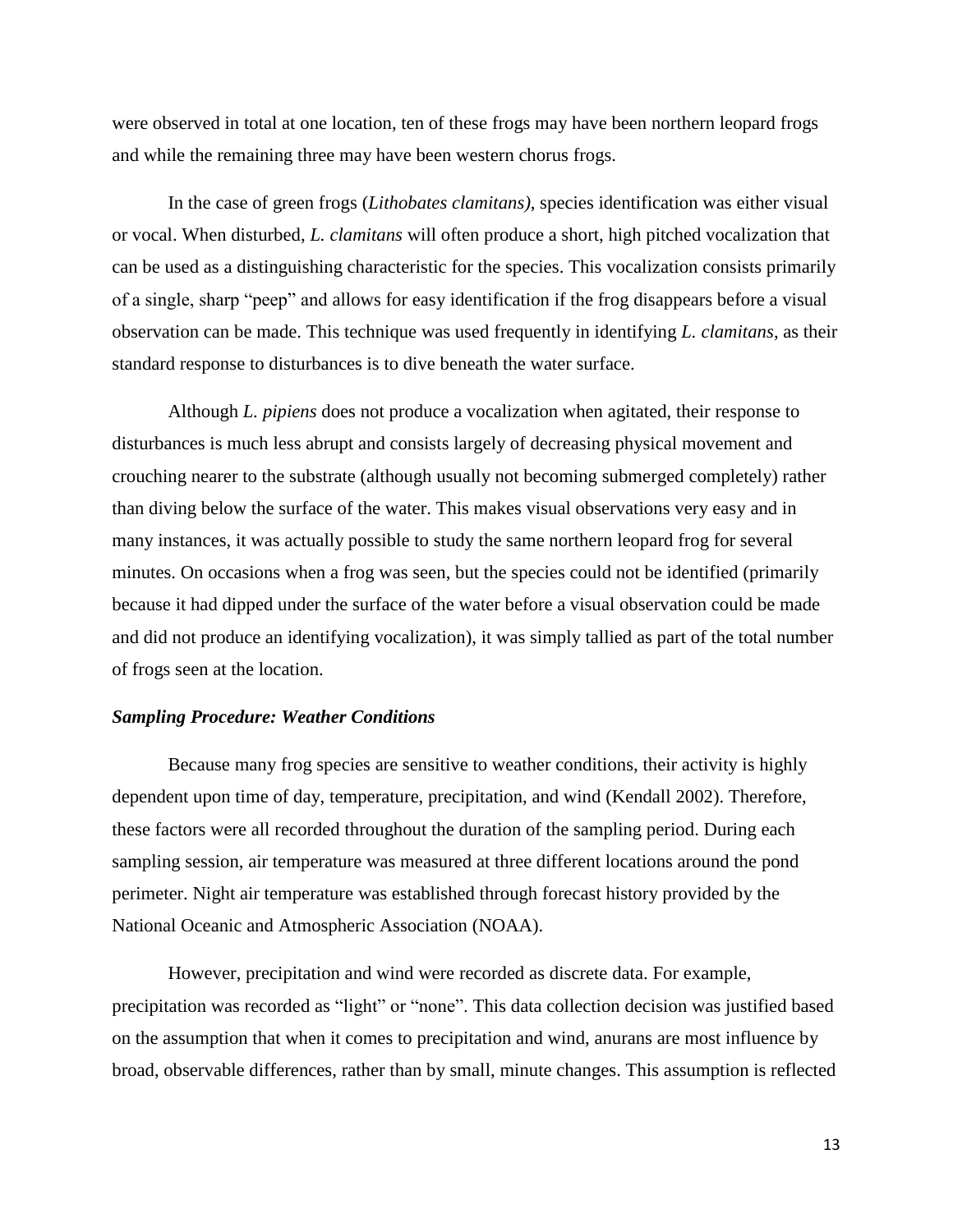were observed in total at one location, ten of these frogs may have been northern leopard frogs and while the remaining three may have been western chorus frogs.

In the case of green frogs (*Lithobates clamitans)*, species identification was either visual or vocal. When disturbed, *L. clamitans* will often produce a short, high pitched vocalization that can be used as a distinguishing characteristic for the species. This vocalization consists primarily of a single, sharp "peep" and allows for easy identification if the frog disappears before a visual observation can be made. This technique was used frequently in identifying *L. clamitans*, as their standard response to disturbances is to dive beneath the water surface.

Although *L. pipiens* does not produce a vocalization when agitated, their response to disturbances is much less abrupt and consists largely of decreasing physical movement and crouching nearer to the substrate (although usually not becoming submerged completely) rather than diving below the surface of the water. This makes visual observations very easy and in many instances, it was actually possible to study the same northern leopard frog for several minutes. On occasions when a frog was seen, but the species could not be identified (primarily because it had dipped under the surface of the water before a visual observation could be made and did not produce an identifying vocalization), it was simply tallied as part of the total number of frogs seen at the location.

### *Sampling Procedure: Weather Conditions*

Because many frog species are sensitive to weather conditions, their activity is highly dependent upon time of day, temperature, precipitation, and wind (Kendall 2002). Therefore, these factors were all recorded throughout the duration of the sampling period. During each sampling session, air temperature was measured at three different locations around the pond perimeter. Night air temperature was established through forecast history provided by the National Oceanic and Atmospheric Association (NOAA).

However, precipitation and wind were recorded as discrete data. For example, precipitation was recorded as "light" or "none". This data collection decision was justified based on the assumption that when it comes to precipitation and wind, anurans are most influence by broad, observable differences, rather than by small, minute changes. This assumption is reflected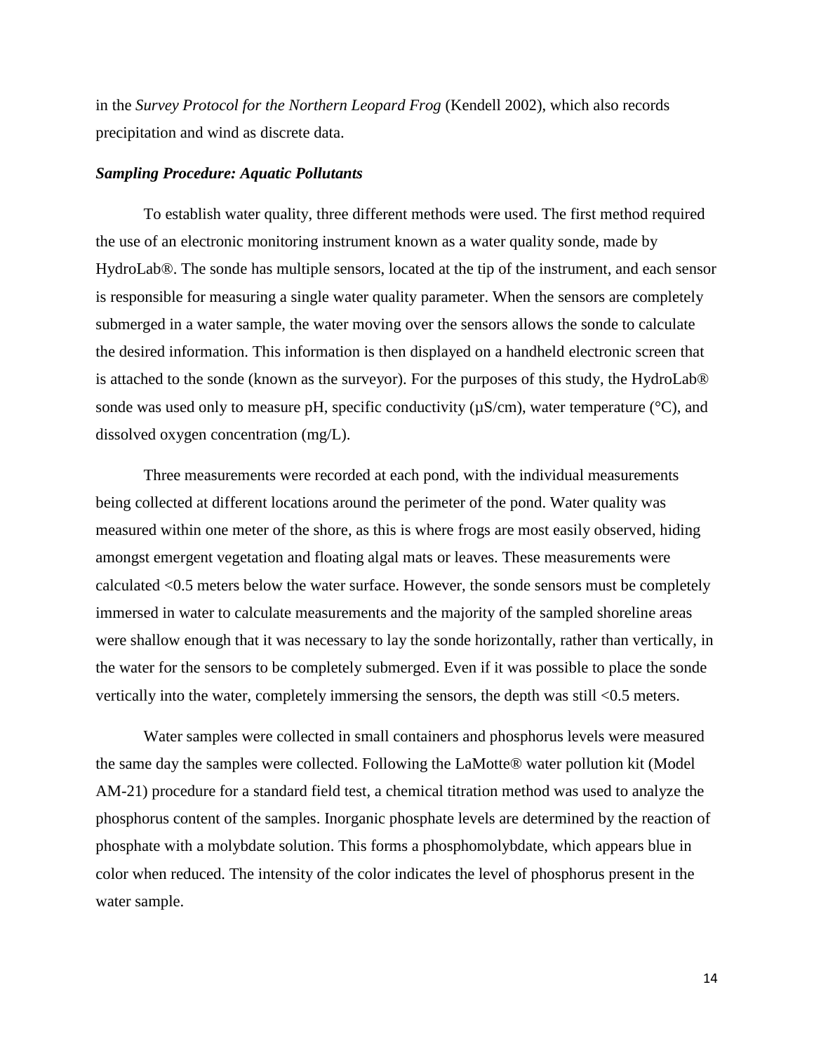in the *Survey Protocol for the Northern Leopard Frog* (Kendell 2002), which also records precipitation and wind as discrete data.

### ***Sampling Procedure: Aquatic Pollutants***

To establish water quality, three different methods were used. The first method required the use of an electronic monitoring instrument known as a water quality sonde, made by HydroLab®. The sonde has multiple sensors, located at the tip of the instrument, and each sensor is responsible for measuring a single water quality parameter. When the sensors are completely submerged in a water sample, the water moving over the sensors allows the sonde to calculate the desired information. This information is then displayed on a handheld electronic screen that is attached to the sonde (known as the surveyor). For the purposes of this study, the HydroLab® sonde was used only to measure pH, specific conductivity (μS/cm), water temperature (°C), and dissolved oxygen concentration (mg/L).

Three measurements were recorded at each pond, with the individual measurements being collected at different locations around the perimeter of the pond. Water quality was measured within one meter of the shore, as this is where frogs are most easily observed, hiding amongst emergent vegetation and floating algal mats or leaves. These measurements were calculated <0.5 meters below the water surface. However, the sonde sensors must be completely immersed in water to calculate measurements and the majority of the sampled shoreline areas were shallow enough that it was necessary to lay the sonde horizontally, rather than vertically, in the water for the sensors to be completely submerged. Even if it was possible to place the sonde vertically into the water, completely immersing the sensors, the depth was still <0.5 meters.

Water samples were collected in small containers and phosphorus levels were measured the same day the samples were collected. Following the LaMotte® water pollution kit (Model AM-21) procedure for a standard field test, a chemical titration method was used to analyze the phosphorus content of the samples. Inorganic phosphate levels are determined by the reaction of phosphate with a molybdate solution. This forms a phosphomolybdate, which appears blue in color when reduced. The intensity of the color indicates the level of phosphorus present in the water sample.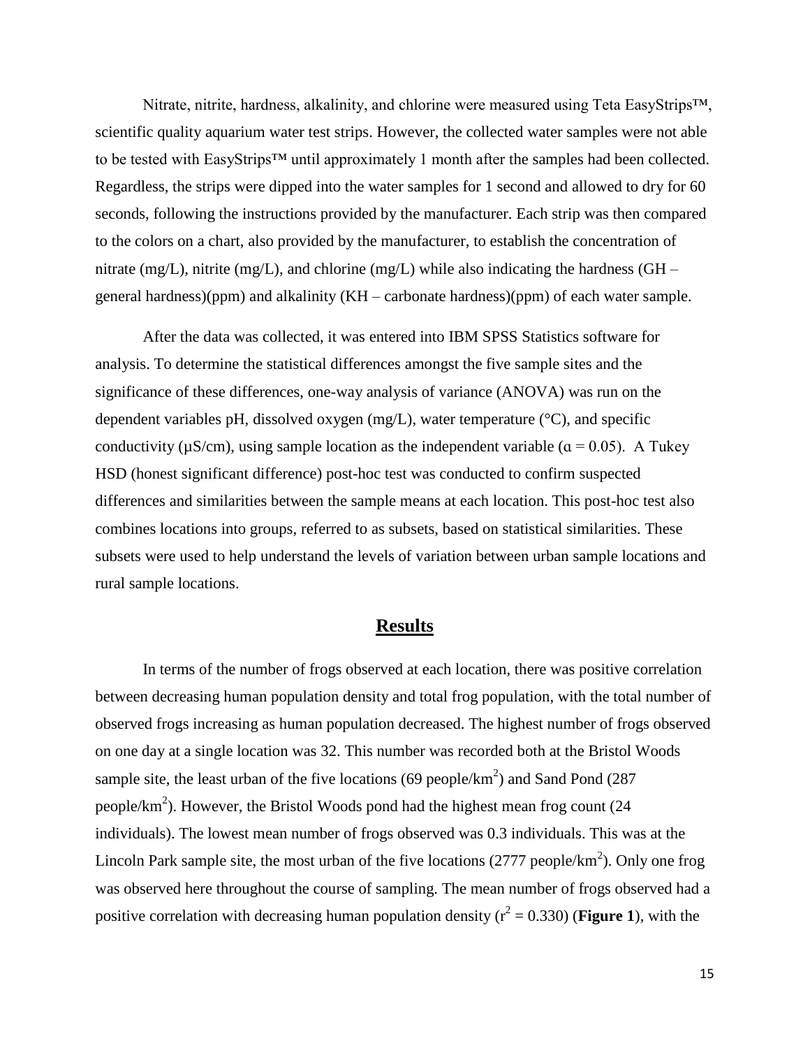Nitrate, nitrite, hardness, alkalinity, and chlorine were measured using Teta EasyStrips™, scientific quality aquarium water test strips. However, the collected water samples were not able to be tested with EasyStrips™ until approximately 1 month after the samples had been collected. Regardless, the strips were dipped into the water samples for 1 second and allowed to dry for 60 seconds, following the instructions provided by the manufacturer. Each strip was then compared to the colors on a chart, also provided by the manufacturer, to establish the concentration of nitrate (mg/L), nitrite (mg/L), and chlorine (mg/L) while also indicating the hardness (GH – general hardness)(ppm) and alkalinity (KH – carbonate hardness)(ppm) of each water sample.

After the data was collected, it was entered into IBM SPSS Statistics software for analysis. To determine the statistical differences amongst the five sample sites and the significance of these differences, one-way analysis of variance (ANOVA) was run on the dependent variables pH, dissolved oxygen (mg/L), water temperature (°C), and specific conductivity (µS/cm), using sample location as the independent variable ($\alpha = 0.05$). A Tukey HSD (honest significant difference) post-hoc test was conducted to confirm suspected differences and similarities between the sample means at each location. This post-hoc test also combines locations into groups, referred to as subsets, based on statistical similarities. These subsets were used to help understand the levels of variation between urban sample locations and rural sample locations.

## Results

In terms of the number of frogs observed at each location, there was positive correlation between decreasing human population density and total frog population, with the total number of observed frogs increasing as human population decreased. The highest number of frogs observed on one day at a single location was 32. This number was recorded both at the Bristol Woods sample site, the least urban of the five locations (69 people/km$^2$) and Sand Pond (287 people/km$^2$). However, the Bristol Woods pond had the highest mean frog count (24 individuals). The lowest mean number of frogs observed was 0.3 individuals. This was at the Lincoln Park sample site, the most urban of the five locations (2777 people/km$^2$). Only one frog was observed here throughout the course of sampling. The mean number of frogs observed had a positive correlation with decreasing human population density ($r^2 = 0.330$) (**Figure 1**), with the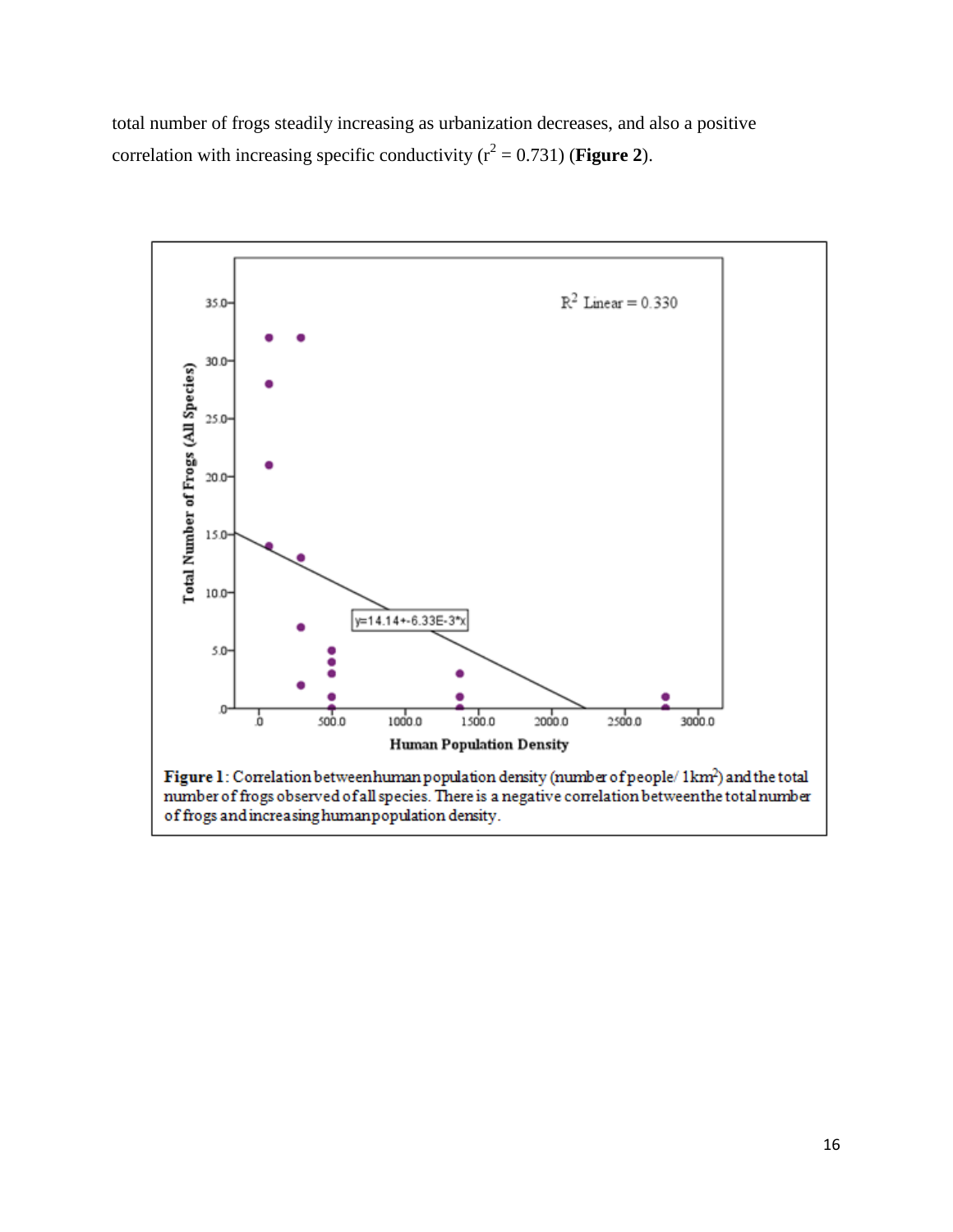total number of frogs steadily increasing as urbanization decreases, and also a positive correlation with increasing specific conductivity ($r^2 = 0.731$) (**Figure 2**).

**Figure 1**: Correlation between human population density (number of people/ 1km$^2$) and the total number of frogs observed of all species. There is a negative correlation between the total number of frogs and increasing human population density.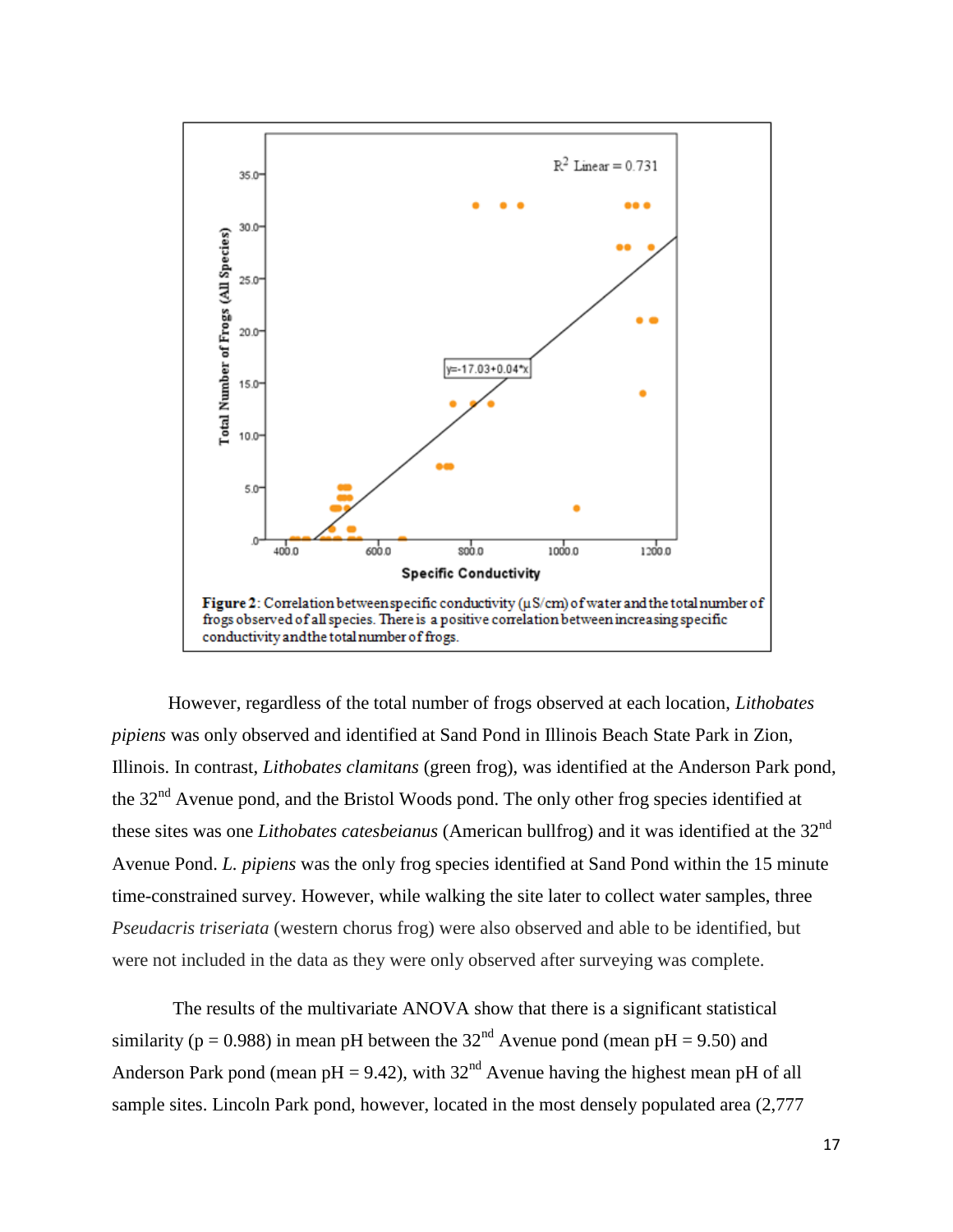Figure 2: Correlation between specific conductivity (μS/cm) of water and the total number of frogs observed of all species. There is a positive correlation between increasing specific conductivity and the total number of frogs.

However, regardless of the total number of frogs observed at each location, *Lithobates pipiens* was only observed and identified at Sand Pond in Illinois Beach State Park in Zion, Illinois. In contrast, *Lithobates clamitans* (green frog), was identified at the Anderson Park pond, the 32nd Avenue pond, and the Bristol Woods pond. The only other frog species identified at these sites was one *Lithobates catesbeianus* (American bullfrog) and it was identified at the 32nd Avenue Pond. *L. pipiens* was the only frog species identified at Sand Pond within the 15 minute time-constrained survey. However, while walking the site later to collect water samples, three *Pseudacris triseriata* (western chorus frog) were also observed and able to be identified, but were not included in the data as they were only observed after surveying was complete.

The results of the multivariate ANOVA show that there is a significant statistical similarity ($p = 0.988$) in mean pH between the 32nd Avenue pond (mean pH = 9.50) and Anderson Park pond (mean pH = 9.42), with 32nd Avenue having the highest mean pH of all sample sites. Lincoln Park pond, however, located in the most densely populated area (2,777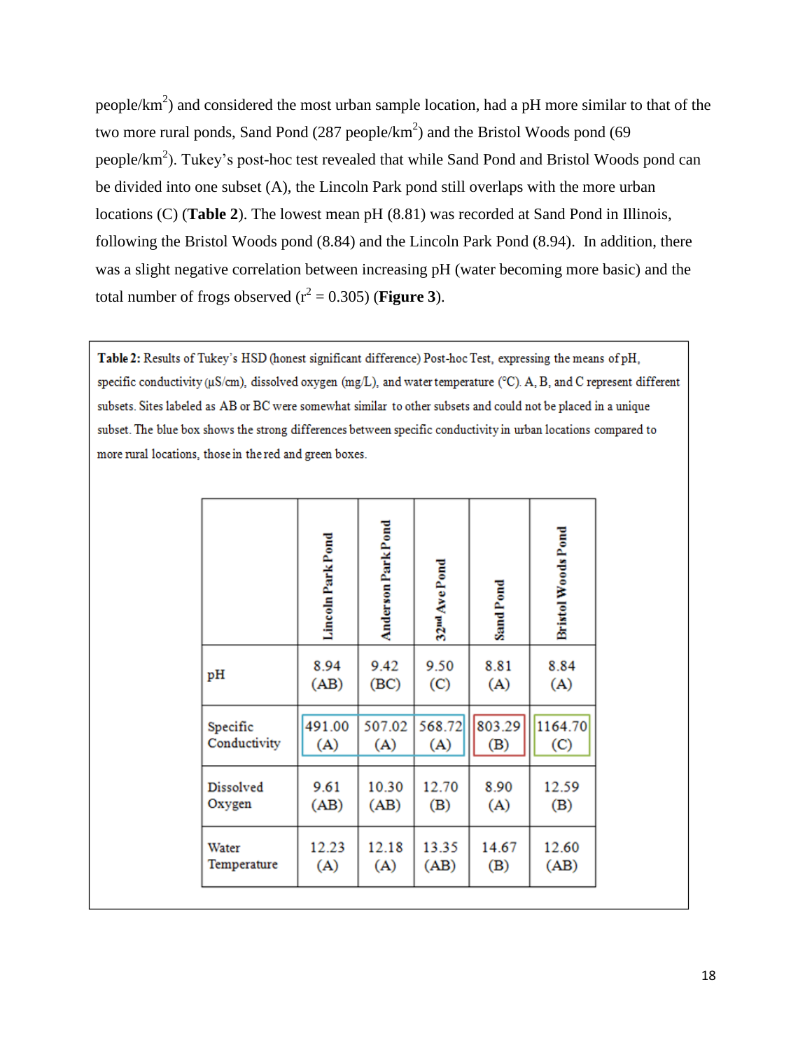people/km$^2$) and considered the most urban sample location, had a pH more similar to that of the two more rural ponds, Sand Pond (287 people/km$^2$) and the Bristol Woods pond (69 people/km$^2$). Tukey's post-hoc test revealed that while Sand Pond and Bristol Woods pond can be divided into one subset (A), the Lincoln Park pond still overlaps with the more urban locations (C) (**Table 2**). The lowest mean pH (8.81) was recorded at Sand Pond in Illinois, following the Bristol Woods pond (8.84) and the Lincoln Park Pond (8.94). In addition, there was a slight negative correlation between increasing pH (water becoming more basic) and the total number of frogs observed ($r^2 = 0.305$) (**Figure 3**).

**Table 2:** Results of Tukey's HSD (honest significant difference) Post-hoc Test, expressing the means of pH, specific conductivity (μS/cm), dissolved oxygen (mg/L), and water temperature (°C). A, B, and C represent different subsets. Sites labeled as AB or BC were somewhat similar to other subsets and could not be placed in a unique subset. The blue box shows the strong differences between specific conductivity in urban locations compared to more rural locations, those in the red and green boxes.

| | Lincoln Park Pond | Anderson Park Pond | 32nd Ave Pond | Sand Pond | Bristol Woods Pond |
|---|---|---|---|---|---|
| pH | 8.94 (AB) | 9.42 (BC) | 9.50 (C) | 8.81 (A) | 8.84 (A) |
| Specific Conductivity | 491.00 (A) | 507.02 (A) | 568.72 (A) | 803.29 (B) | 1164.70 (C) |
| Dissolved Oxygen | 9.61 (AB) | 10.30 (AB) | 12.70 (B) | 8.90 (A) | 12.59 (B) |
| Water Temperature | 12.23 (A) | 12.18 (A) | 13.35 (AB) | 14.67 (B) | 12.60 (AB) |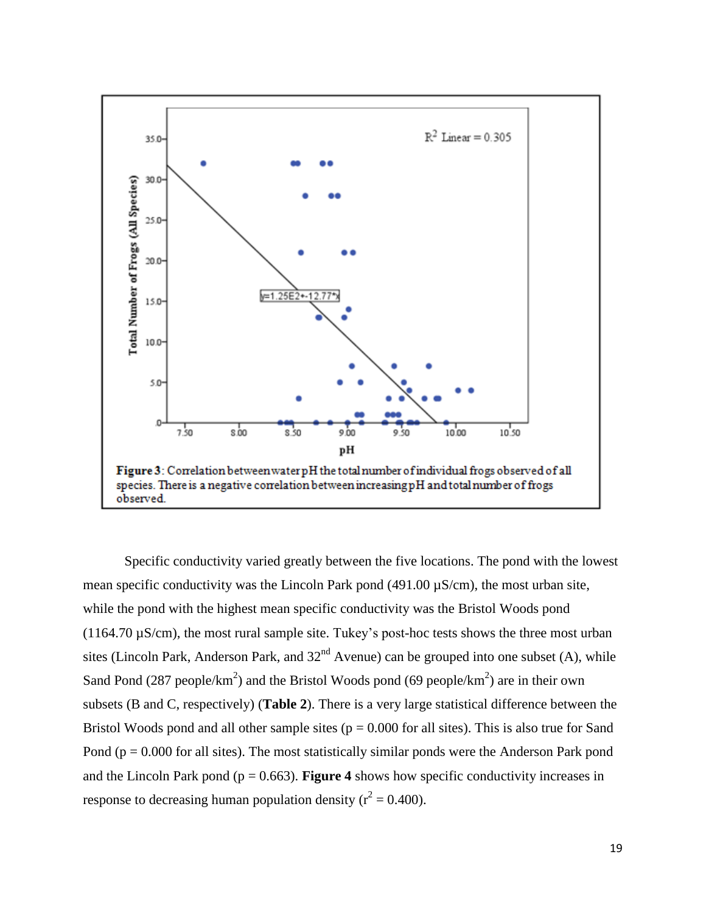**Figure 3**: Correlation between water pH the total number of individual frogs observed of all species. There is a negative correlation between increasing pH and total number of frogs observed.

Specific conductivity varied greatly between the five locations. The pond with the lowest mean specific conductivity was the Lincoln Park pond (491.00 µS/cm), the most urban site, while the pond with the highest mean specific conductivity was the Bristol Woods pond (1164.70 µS/cm), the most rural sample site. Tukey's post-hoc tests shows the three most urban sites (Lincoln Park, Anderson Park, and 32nd Avenue) can be grouped into one subset (A), while Sand Pond (287 people/km$^2$) and the Bristol Woods pond (69 people/km$^2$) are in their own subsets (B and C, respectively) (**Table 2**). There is a very large statistical difference between the Bristol Woods pond and all other sample sites ($p = 0.000$ for all sites). This is also true for Sand Pond ($p = 0.000$ for all sites). The most statistically similar ponds were the Anderson Park pond and the Lincoln Park pond ($p = 0.663$). **Figure 4** shows how specific conductivity increases in response to decreasing human population density ($r^2 = 0.400$).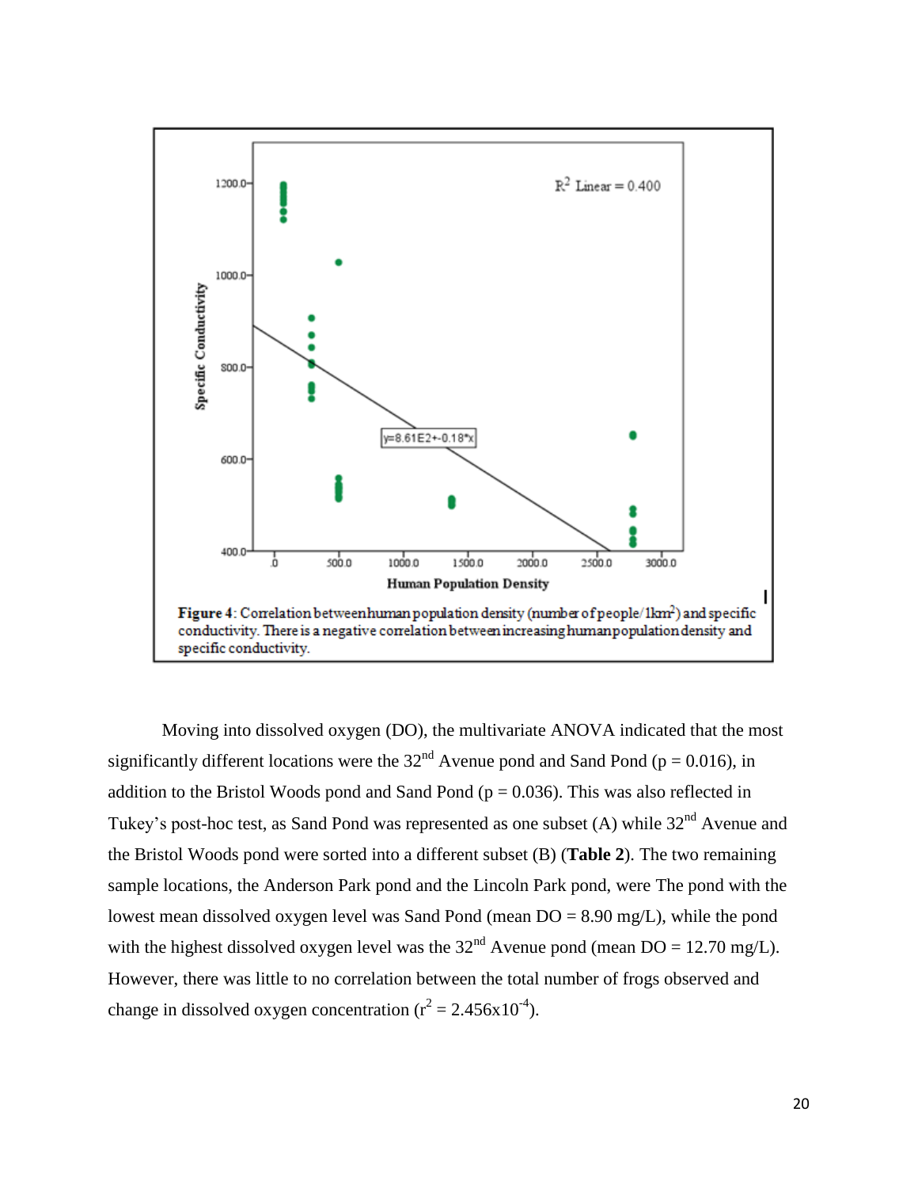**Figure 4**: Correlation between human population density (number of people/1km$^2$) and specific conductivity. There is a negative correlation between increasing human population density and specific conductivity.

Moving into dissolved oxygen (DO), the multivariate ANOVA indicated that the most significantly different locations were the 32nd Avenue pond and Sand Pond ($p = 0.016$), in addition to the Bristol Woods pond and Sand Pond ($p = 0.036$). This was also reflected in Tukey's post-hoc test, as Sand Pond was represented as one subset (A) while 32nd Avenue and the Bristol Woods pond were sorted into a different subset (B) (**Table 2**). The two remaining sample locations, the Anderson Park pond and the Lincoln Park pond, were The pond with the lowest mean dissolved oxygen level was Sand Pond (mean DO = 8.90 mg/L), while the pond with the highest dissolved oxygen level was the 32nd Avenue pond (mean DO = 12.70 mg/L). However, there was little to no correlation between the total number of frogs observed and change in dissolved oxygen concentration ($r^2 = 2.456 \times 10^{-4}$).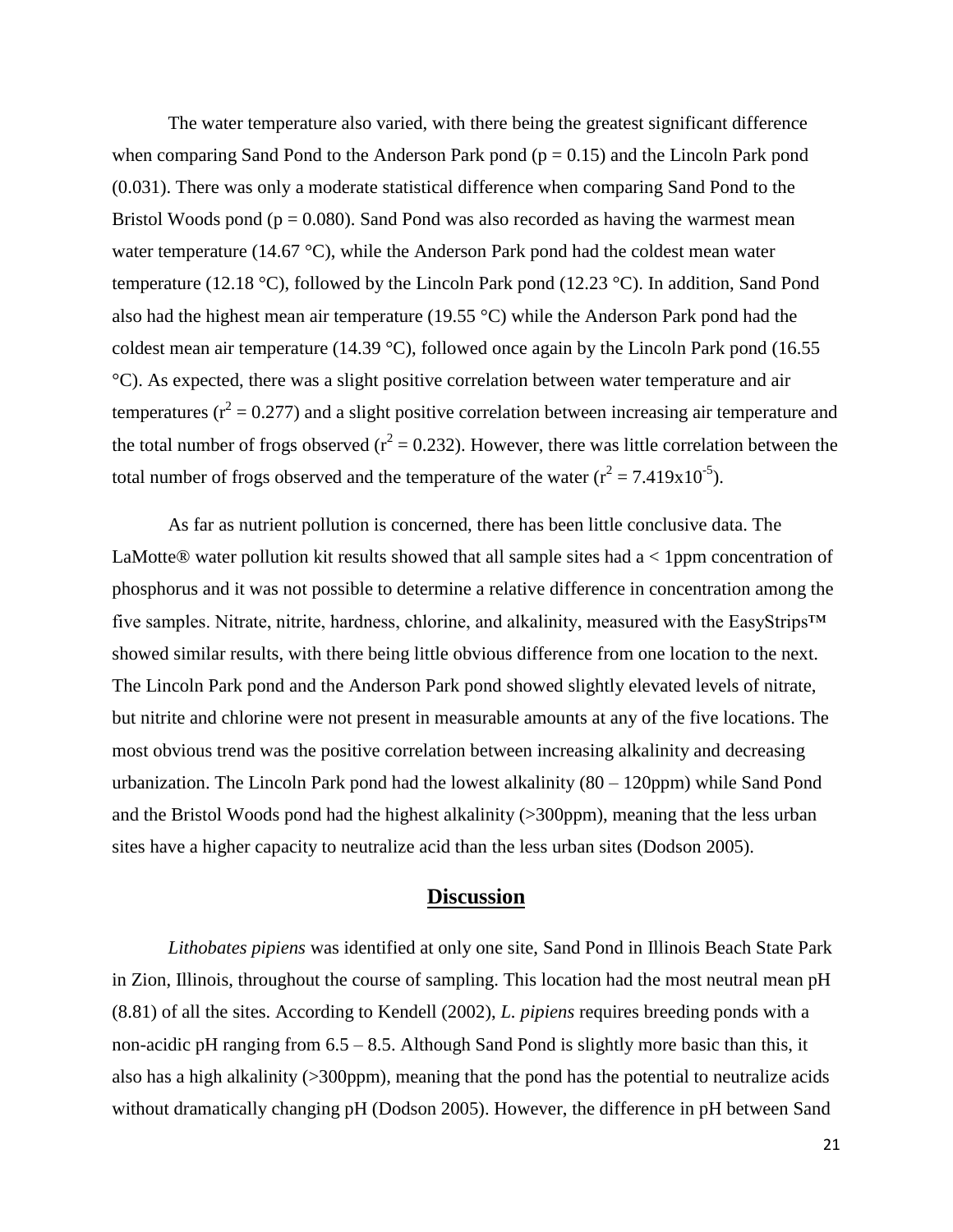The water temperature also varied, with there being the greatest significant difference when comparing Sand Pond to the Anderson Park pond ($p = 0.15$) and the Lincoln Park pond (0.031). There was only a moderate statistical difference when comparing Sand Pond to the Bristol Woods pond ($p = 0.080$). Sand Pond was also recorded as having the warmest mean water temperature (14.67 °C), while the Anderson Park pond had the coldest mean water temperature (12.18 °C), followed by the Lincoln Park pond (12.23 °C). In addition, Sand Pond also had the highest mean air temperature (19.55 °C) while the Anderson Park pond had the coldest mean air temperature (14.39 °C), followed once again by the Lincoln Park pond (16.55 °C). As expected, there was a slight positive correlation between water temperature and air temperatures ($r^2 = 0.277$) and a slight positive correlation between increasing air temperature and the total number of frogs observed ($r^2 = 0.232$). However, there was little correlation between the total number of frogs observed and the temperature of the water ($r^2 = 7.419 \times 10^{-5}$).

As far as nutrient pollution is concerned, there has been little conclusive data. The LaMotte® water pollution kit results showed that all sample sites had a < 1ppm concentration of phosphorus and it was not possible to determine a relative difference in concentration among the five samples. Nitrate, nitrite, hardness, chlorine, and alkalinity, measured with the EasyStrips™ showed similar results, with there being little obvious difference from one location to the next. The Lincoln Park pond and the Anderson Park pond showed slightly elevated levels of nitrate, but nitrite and chlorine were not present in measurable amounts at any of the five locations. The most obvious trend was the positive correlation between increasing alkalinity and decreasing urbanization. The Lincoln Park pond had the lowest alkalinity (80 – 120ppm) while Sand Pond and the Bristol Woods pond had the highest alkalinity (>300ppm), meaning that the less urban sites have a higher capacity to neutralize acid than the less urban sites (Dodson 2005).

## Discussion

*Lithobates pipiens* was identified at only one site, Sand Pond in Illinois Beach State Park in Zion, Illinois, throughout the course of sampling. This location had the most neutral mean pH (8.81) of all the sites. According to Kendell (2002), *L. pipiens* requires breeding ponds with a non-acidic pH ranging from 6.5 – 8.5. Although Sand Pond is slightly more basic than this, it also has a high alkalinity (>300ppm), meaning that the pond has the potential to neutralize acids without dramatically changing pH (Dodson 2005). However, the difference in pH between Sand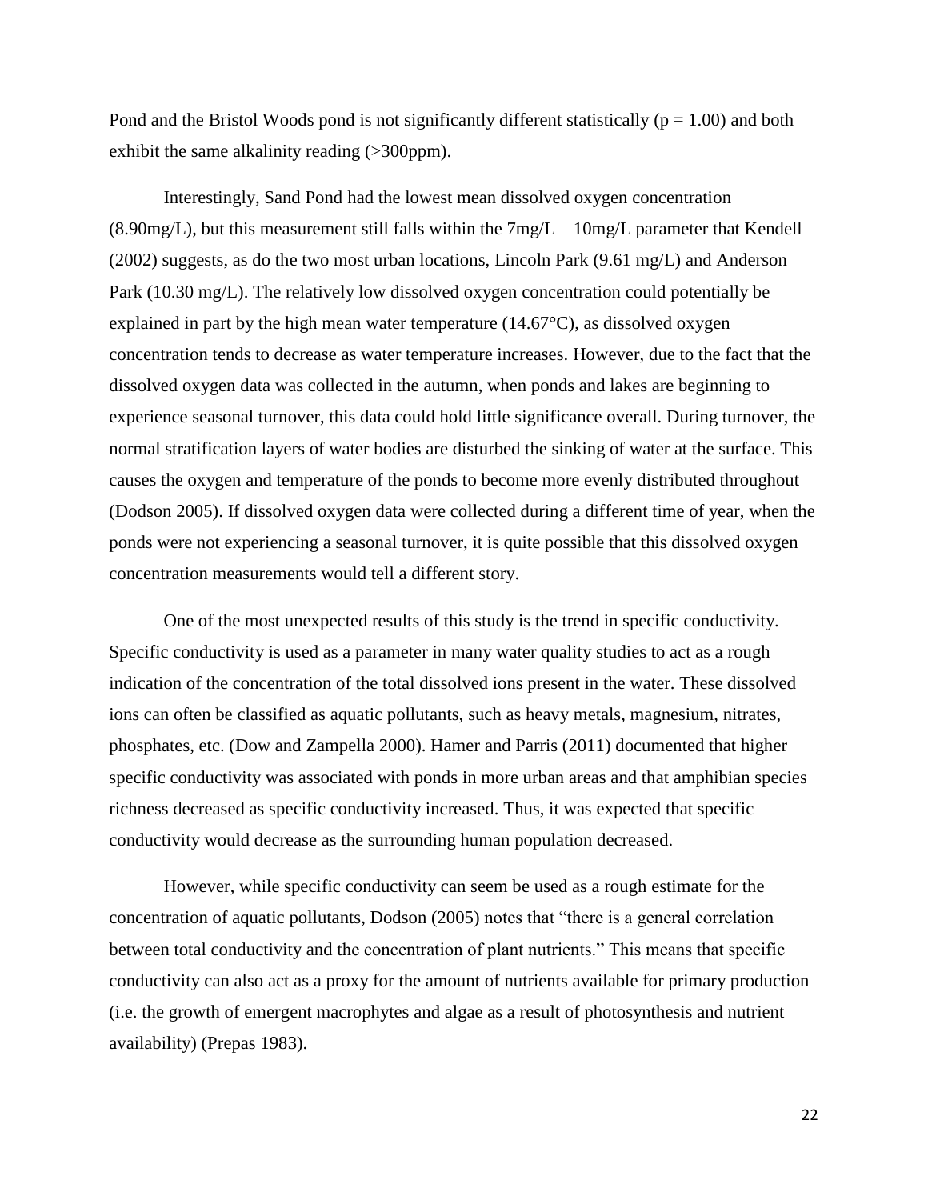Pond and the Bristol Woods pond is not significantly different statistically ($p = 1.00$) and both exhibit the same alkalinity reading (>300ppm).

Interestingly, Sand Pond had the lowest mean dissolved oxygen concentration (8.90mg/L), but this measurement still falls within the 7mg/L – 10mg/L parameter that Kendell (2002) suggests, as do the two most urban locations, Lincoln Park (9.61 mg/L) and Anderson Park (10.30 mg/L). The relatively low dissolved oxygen concentration could potentially be explained in part by the high mean water temperature (14.67°C), as dissolved oxygen concentration tends to decrease as water temperature increases. However, due to the fact that the dissolved oxygen data was collected in the autumn, when ponds and lakes are beginning to experience seasonal turnover, this data could hold little significance overall. During turnover, the normal stratification layers of water bodies are disturbed the sinking of water at the surface. This causes the oxygen and temperature of the ponds to become more evenly distributed throughout (Dodson 2005). If dissolved oxygen data were collected during a different time of year, when the ponds were not experiencing a seasonal turnover, it is quite possible that this dissolved oxygen concentration measurements would tell a different story.

One of the most unexpected results of this study is the trend in specific conductivity. Specific conductivity is used as a parameter in many water quality studies to act as a rough indication of the concentration of the total dissolved ions present in the water. These dissolved ions can often be classified as aquatic pollutants, such as heavy metals, magnesium, nitrates, phosphates, etc. (Dow and Zampella 2000). Hamer and Parris (2011) documented that higher specific conductivity was associated with ponds in more urban areas and that amphibian species richness decreased as specific conductivity increased. Thus, it was expected that specific conductivity would decrease as the surrounding human population decreased.

However, while specific conductivity can seem be used as a rough estimate for the concentration of aquatic pollutants, Dodson (2005) notes that "there is a general correlation between total conductivity and the concentration of plant nutrients." This means that specific conductivity can also act as a proxy for the amount of nutrients available for primary production (i.e. the growth of emergent macrophytes and algae as a result of photosynthesis and nutrient availability) (Prepas 1983).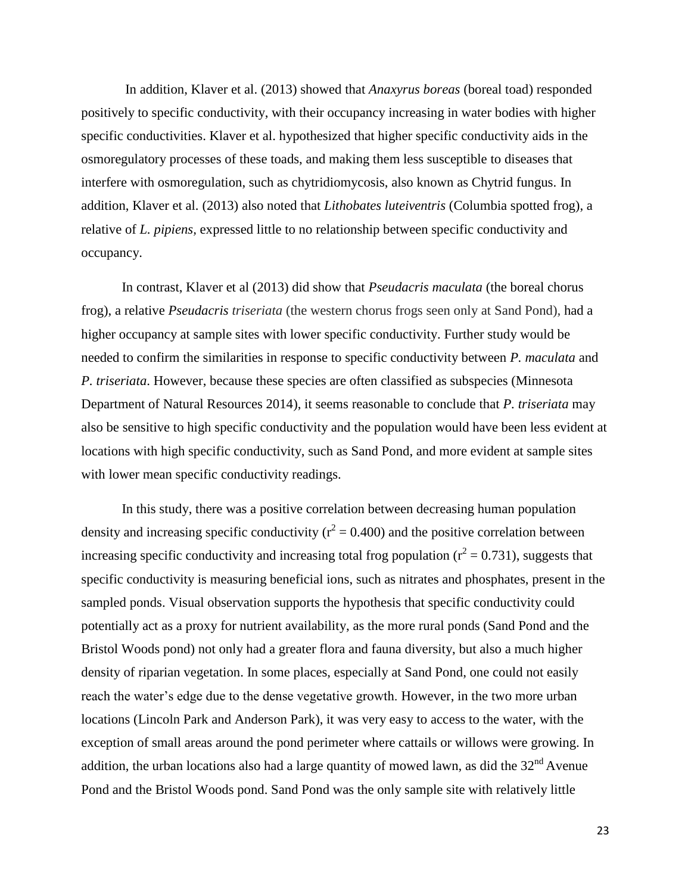In addition, Klaver et al. (2013) showed that *Anaxyrus boreas* (boreal toad) responded positively to specific conductivity, with their occupancy increasing in water bodies with higher specific conductivities. Klaver et al. hypothesized that higher specific conductivity aids in the osmoregulatory processes of these toads, and making them less susceptible to diseases that interfere with osmoregulation, such as chytridiomycosis, also known as Chytrid fungus. In addition, Klaver et al. (2013) also noted that *Lithobates luteiventris* (Columbia spotted frog), a relative of *L. pipiens*, expressed little to no relationship between specific conductivity and occupancy.

In contrast, Klaver et al (2013) did show that *Pseudacris maculata* (the boreal chorus frog), a relative *Pseudacris triseriata* (the western chorus frogs seen only at Sand Pond), had a higher occupancy at sample sites with lower specific conductivity. Further study would be needed to confirm the similarities in response to specific conductivity between *P. maculata* and *P. triseriata*. However, because these species are often classified as subspecies (Minnesota Department of Natural Resources 2014), it seems reasonable to conclude that *P. triseriata* may also be sensitive to high specific conductivity and the population would have been less evident at locations with high specific conductivity, such as Sand Pond, and more evident at sample sites with lower mean specific conductivity readings.

In this study, there was a positive correlation between decreasing human population density and increasing specific conductivity ($r^2 = 0.400$) and the positive correlation between increasing specific conductivity and increasing total frog population ($r^2 = 0.731$), suggests that specific conductivity is measuring beneficial ions, such as nitrates and phosphates, present in the sampled ponds. Visual observation supports the hypothesis that specific conductivity could potentially act as a proxy for nutrient availability, as the more rural ponds (Sand Pond and the Bristol Woods pond) not only had a greater flora and fauna diversity, but also a much higher density of riparian vegetation. In some places, especially at Sand Pond, one could not easily reach the water's edge due to the dense vegetative growth. However, in the two more urban locations (Lincoln Park and Anderson Park), it was very easy to access to the water, with the exception of small areas around the pond perimeter where cattails or willows were growing. In addition, the urban locations also had a large quantity of mowed lawn, as did the 32nd Avenue Pond and the Bristol Woods pond. Sand Pond was the only sample site with relatively little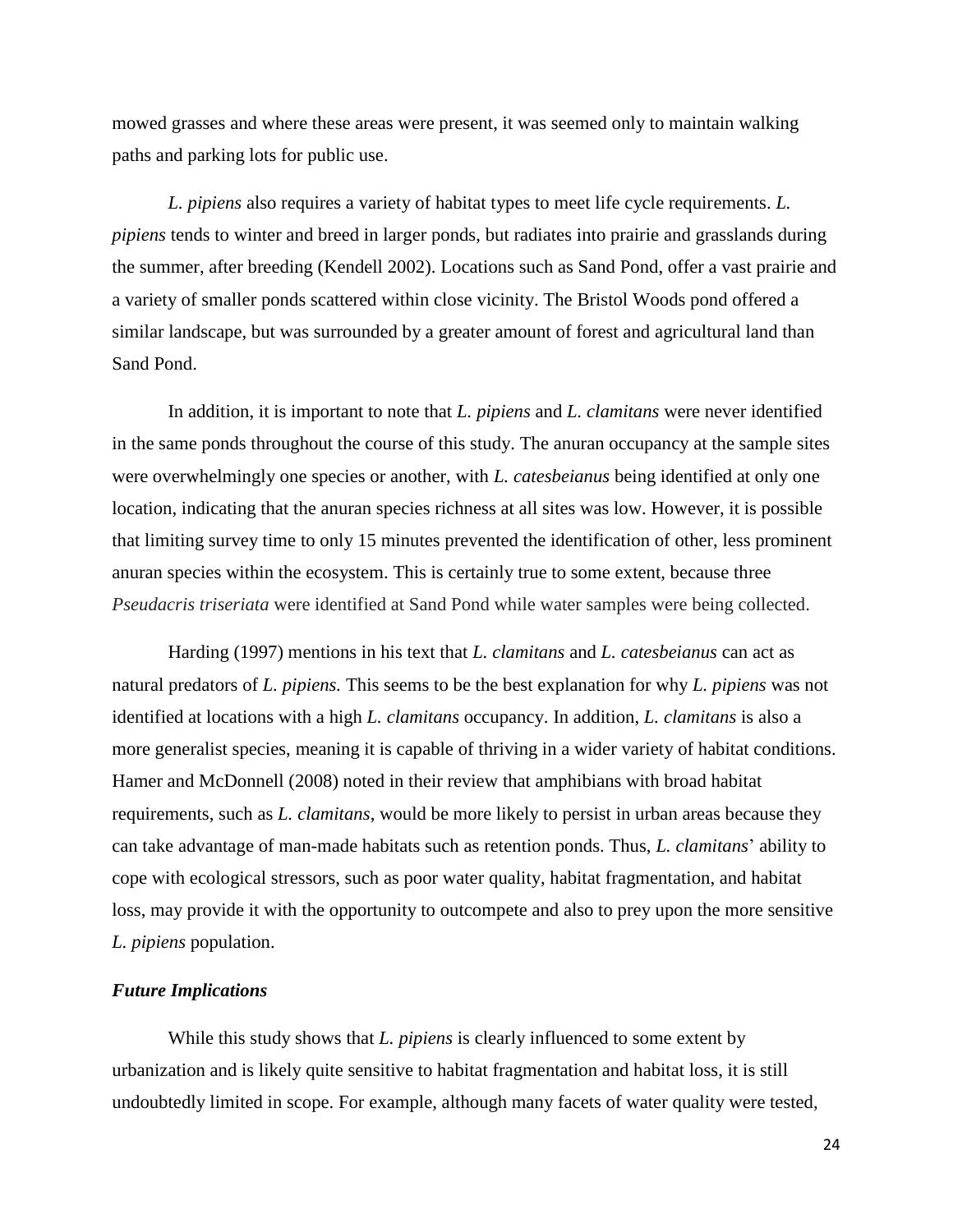mowed grasses and where these areas were present, it was seemed only to maintain walking paths and parking lots for public use.

*L. pipiens* also requires a variety of habitat types to meet life cycle requirements. *L. pipiens* tends to winter and breed in larger ponds, but radiates into prairie and grasslands during the summer, after breeding (Kendell 2002). Locations such as Sand Pond, offer a vast prairie and a variety of smaller ponds scattered within close vicinity. The Bristol Woods pond offered a similar landscape, but was surrounded by a greater amount of forest and agricultural land than Sand Pond.

In addition, it is important to note that *L. pipiens* and *L. clamitans* were never identified in the same ponds throughout the course of this study. The anuran occupancy at the sample sites were overwhelmingly one species or another, with *L. catesbeianus* being identified at only one location, indicating that the anuran species richness at all sites was low. However, it is possible that limiting survey time to only 15 minutes prevented the identification of other, less prominent anuran species within the ecosystem. This is certainly true to some extent, because three *Pseudacris triseriata* were identified at Sand Pond while water samples were being collected.

Harding (1997) mentions in his text that *L. clamitans* and *L. catesbeianus* can act as natural predators of *L. pipiens.* This seems to be the best explanation for why *L. pipiens* was not identified at locations with a high *L. clamitans* occupancy. In addition, *L. clamitans* is also a more generalist species, meaning it is capable of thriving in a wider variety of habitat conditions. Hamer and McDonnell (2008) noted in their review that amphibians with broad habitat requirements, such as *L. clamitans*, would be more likely to persist in urban areas because they can take advantage of man-made habitats such as retention ponds. Thus, *L. clamitans*' ability to cope with ecological stressors, such as poor water quality, habitat fragmentation, and habitat loss, may provide it with the opportunity to outcompete and also to prey upon the more sensitive *L. pipiens* population.

### *Future Implications*

While this study shows that *L. pipiens* is clearly influenced to some extent by urbanization and is likely quite sensitive to habitat fragmentation and habitat loss, it is still undoubtedly limited in scope. For example, although many facets of water quality were tested,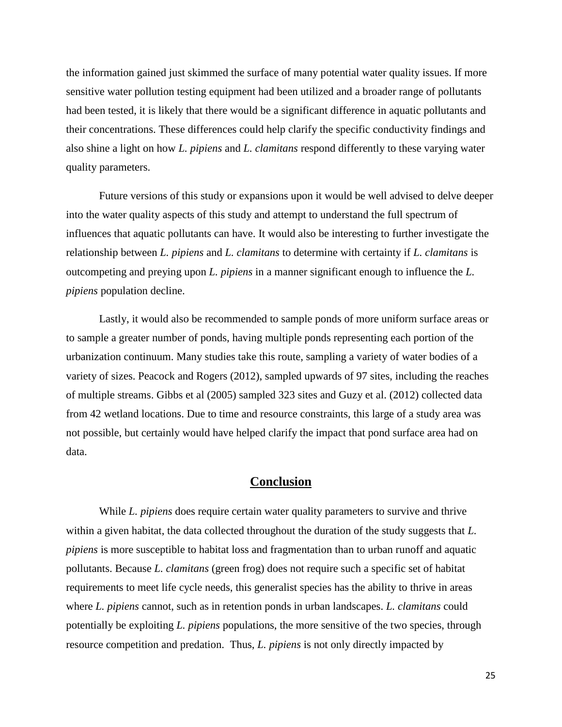the information gained just skimmed the surface of many potential water quality issues. If more sensitive water pollution testing equipment had been utilized and a broader range of pollutants had been tested, it is likely that there would be a significant difference in aquatic pollutants and their concentrations. These differences could help clarify the specific conductivity findings and also shine a light on how *L. pipiens* and *L. clamitans* respond differently to these varying water quality parameters.

Future versions of this study or expansions upon it would be well advised to delve deeper into the water quality aspects of this study and attempt to understand the full spectrum of influences that aquatic pollutants can have. It would also be interesting to further investigate the relationship between *L. pipiens* and *L. clamitans* to determine with certainty if *L. clamitans* is outcompeting and preying upon *L. pipiens* in a manner significant enough to influence the *L. pipiens* population decline.

Lastly, it would also be recommended to sample ponds of more uniform surface areas or to sample a greater number of ponds, having multiple ponds representing each portion of the urbanization continuum. Many studies take this route, sampling a variety of water bodies of a variety of sizes. Peacock and Rogers (2012), sampled upwards of 97 sites, including the reaches of multiple streams. Gibbs et al (2005) sampled 323 sites and Guzy et al. (2012) collected data from 42 wetland locations. Due to time and resource constraints, this large of a study area was not possible, but certainly would have helped clarify the impact that pond surface area had on data.

## Conclusion

While *L. pipiens* does require certain water quality parameters to survive and thrive within a given habitat, the data collected throughout the duration of the study suggests that *L. pipiens* is more susceptible to habitat loss and fragmentation than to urban runoff and aquatic pollutants. Because *L. clamitans* (green frog) does not require such a specific set of habitat requirements to meet life cycle needs, this generalist species has the ability to thrive in areas where *L. pipiens* cannot, such as in retention ponds in urban landscapes. *L. clamitans* could potentially be exploiting *L. pipiens* populations, the more sensitive of the two species, through resource competition and predation. Thus, *L. pipiens* is not only directly impacted by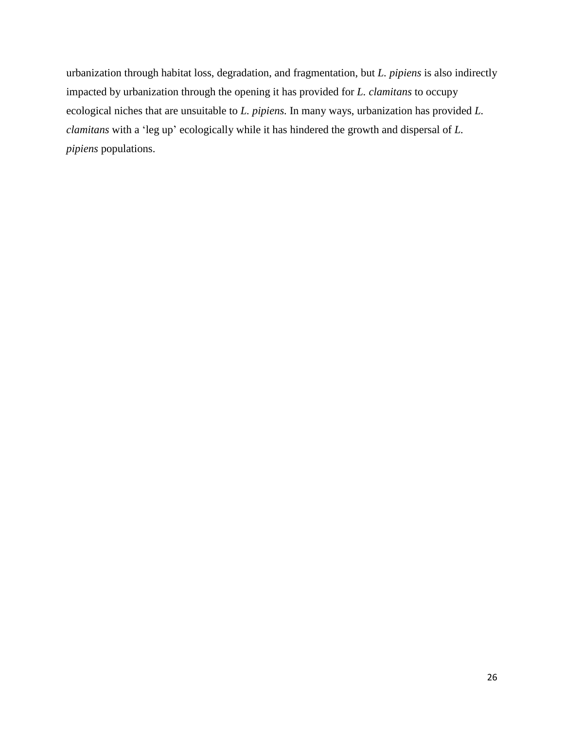urbanization through habitat loss, degradation, and fragmentation, but *L. pipiens* is also indirectly impacted by urbanization through the opening it has provided for *L. clamitans* to occupy ecological niches that are unsuitable to *L. pipiens.* In many ways, urbanization has provided *L. clamitans* with a 'leg up' ecologically while it has hindered the growth and dispersal of *L. pipiens* populations.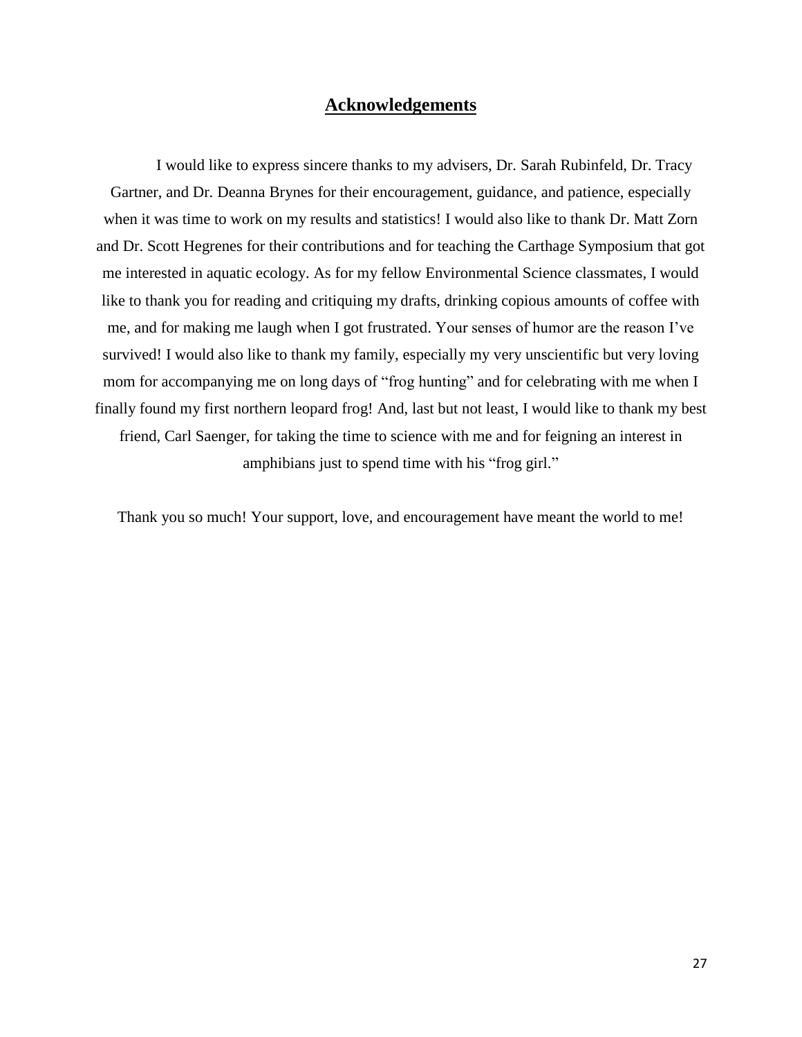# Acknowledgements

I would like to express sincere thanks to my advisers, Dr. Sarah Rubinfeld, Dr. Tracy Gartner, and Dr. Deanna Brynes for their encouragement, guidance, and patience, especially when it was time to work on my results and statistics! I would also like to thank Dr. Matt Zorn and Dr. Scott Hegrenes for their contributions and for teaching the Carthage Symposium that got me interested in aquatic ecology. As for my fellow Environmental Science classmates, I would like to thank you for reading and critiquing my drafts, drinking copious amounts of coffee with me, and for making me laugh when I got frustrated. Your senses of humor are the reason I've survived! I would also like to thank my family, especially my very unscientific but very loving mom for accompanying me on long days of "frog hunting" and for celebrating with me when I finally found my first northern leopard frog! And, last but not least, I would like to thank my best friend, Carl Saenger, for taking the time to science with me and for feigning an interest in amphibians just to spend time with his "frog girl."

Thank you so much! Your support, love, and encouragement have meant the world to me!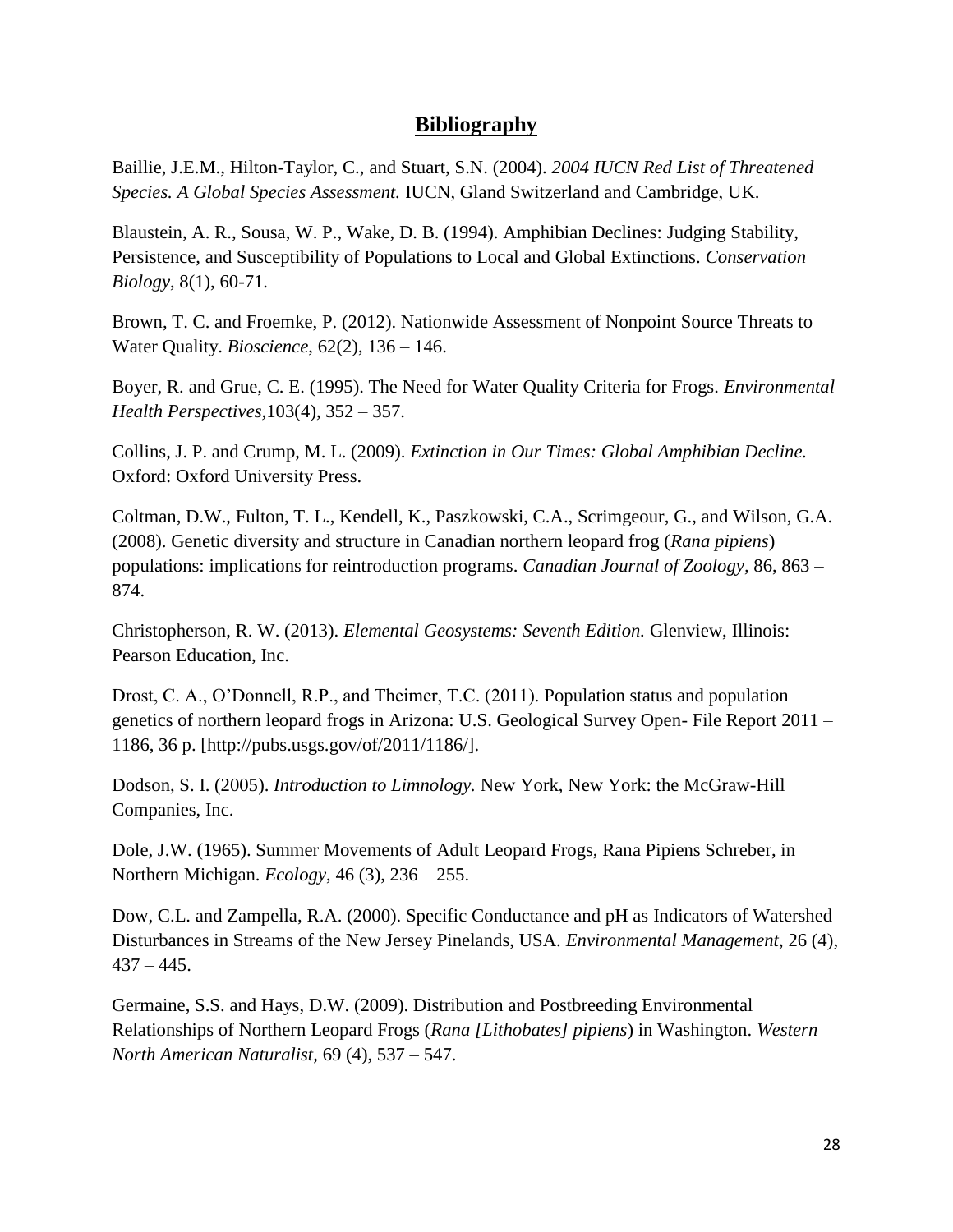## Bibliography

Baillie, J.E.M., Hilton-Taylor, C., and Stuart, S.N. (2004). *2004 IUCN Red List of Threatened Species. A Global Species Assessment.* IUCN, Gland Switzerland and Cambridge, UK.

Blaustein, A. R., Sousa, W. P., Wake, D. B. (1994). Amphibian Declines: Judging Stability, Persistence, and Susceptibility of Populations to Local and Global Extinctions. *Conservation Biology*, 8(1), 60-71.

Brown, T. C. and Froemke, P. (2012). Nationwide Assessment of Nonpoint Source Threats to Water Quality. *Bioscience*, 62(2), 136 – 146.

Boyer, R. and Grue, C. E. (1995). The Need for Water Quality Criteria for Frogs. *Environmental Health Perspectives*,103(4), 352 – 357.

Collins, J. P. and Crump, M. L. (2009). *Extinction in Our Times: Global Amphibian Decline.* Oxford: Oxford University Press.

Coltman, D.W., Fulton, T. L., Kendell, K., Paszkowski, C.A., Scrimgeour, G., and Wilson, G.A. (2008). Genetic diversity and structure in Canadian northern leopard frog (*Rana pipiens*) populations: implications for reintroduction programs. *Canadian Journal of Zoology*, 86, 863 – 874.

Christopherson, R. W. (2013). *Elemental Geosystems: Seventh Edition.* Glenview, Illinois: Pearson Education, Inc.

Drost, C. A., O'Donnell, R.P., and Theimer, T.C. (2011). Population status and population genetics of northern leopard frogs in Arizona: U.S. Geological Survey Open- File Report 2011 – 1186, 36 p. [http://pubs.usgs.gov/of/2011/1186/].

Dodson, S. I. (2005). *Introduction to Limnology.* New York, New York: the McGraw-Hill Companies, Inc.

Dole, J.W. (1965). Summer Movements of Adult Leopard Frogs, Rana Pipiens Schreber, in Northern Michigan. *Ecology*, 46 (3), 236 – 255.

Dow, C.L. and Zampella, R.A. (2000). Specific Conductance and pH as Indicators of Watershed Disturbances in Streams of the New Jersey Pinelands, USA. *Environmental Management*, 26 (4), 437 – 445.

Germaine, S.S. and Hays, D.W. (2009). Distribution and Postbreeding Environmental Relationships of Northern Leopard Frogs (*Rana [Lithobates] pipiens*) in Washington. *Western North American Naturalist*, 69 (4), 537 – 547.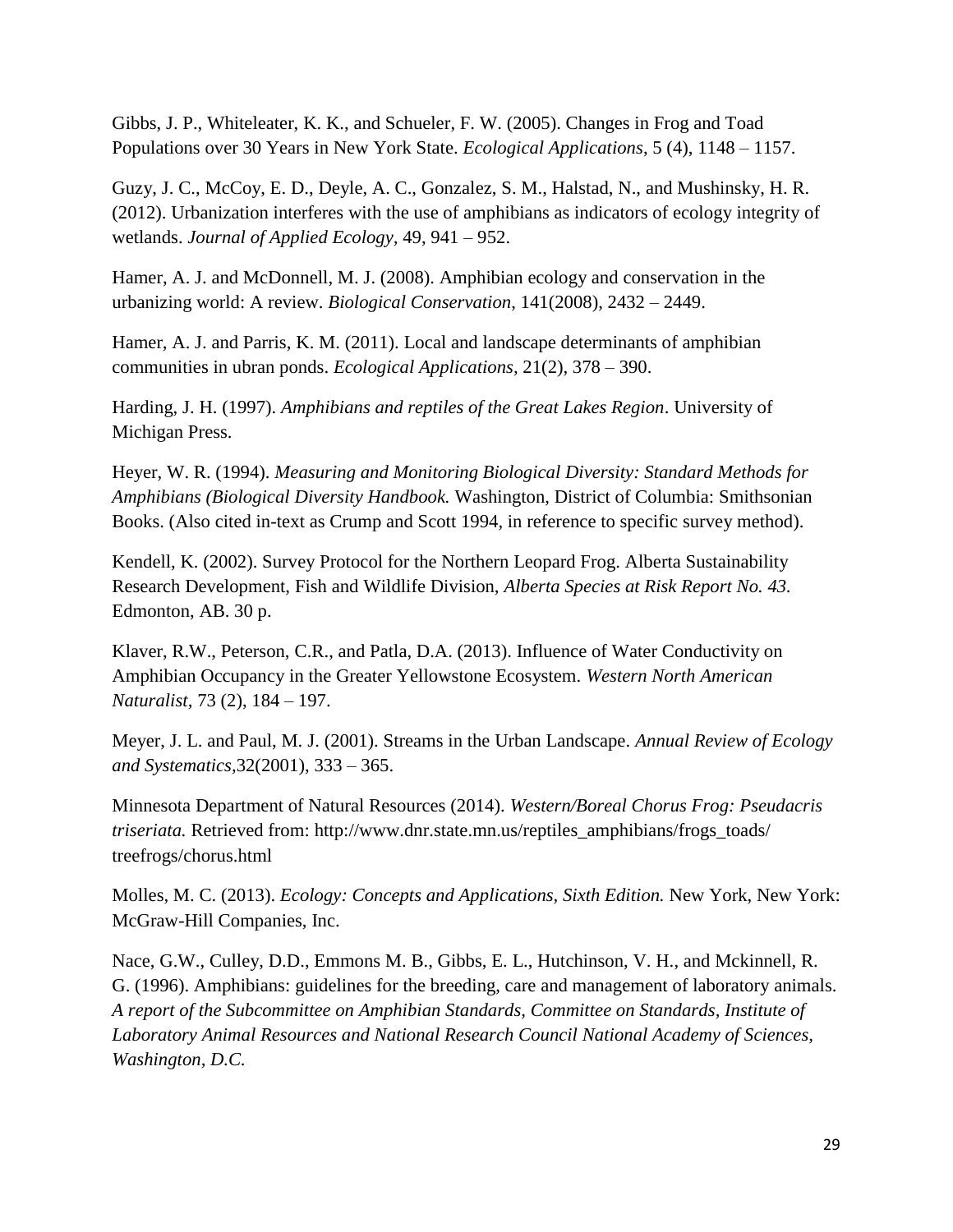Gibbs, J. P., Whiteleater, K. K., and Schueler, F. W. (2005). Changes in Frog and Toad Populations over 30 Years in New York State. *Ecological Applications*, 5 (4), 1148 – 1157.

Guzy, J. C., McCoy, E. D., Deyle, A. C., Gonzalez, S. M., Halstad, N., and Mushinsky, H. R. (2012). Urbanization interferes with the use of amphibians as indicators of ecology integrity of wetlands. *Journal of Applied Ecology,* 49, 941 – 952.

Hamer, A. J. and McDonnell, M. J. (2008). Amphibian ecology and conservation in the urbanizing world: A review. *Biological Conservation*, 141(2008), 2432 – 2449.

Hamer, A. J. and Parris, K. M. (2011). Local and landscape determinants of amphibian communities in ubran ponds. *Ecological Applications,* 21(2), 378 – 390.

Harding, J. H. (1997). *Amphibians and reptiles of the Great Lakes Region*. University of Michigan Press.

Heyer, W. R. (1994). *Measuring and Monitoring Biological Diversity: Standard Methods for Amphibians (Biological Diversity Handbook.* Washington, District of Columbia: Smithsonian Books. (Also cited in-text as Crump and Scott 1994, in reference to specific survey method).

Kendell, K. (2002). Survey Protocol for the Northern Leopard Frog. Alberta Sustainability Research Development, Fish and Wildlife Division, *Alberta Species at Risk Report No. 43.* Edmonton, AB. 30 p.

Klaver, R.W., Peterson, C.R., and Patla, D.A. (2013). Influence of Water Conductivity on Amphibian Occupancy in the Greater Yellowstone Ecosystem. *Western North American Naturalist,* 73 (2), 184 – 197.

Meyer, J. L. and Paul, M. J. (2001). Streams in the Urban Landscape. *Annual Review of Ecology and Systematics,*32(2001), 333 – 365.

Minnesota Department of Natural Resources (2014). *Western/Boreal Chorus Frog: Pseudacris triseriata.* Retrieved from: http://www.dnr.state.mn.us/reptiles_amphibians/frogs_toads/treefrogs/chorus.html

Molles, M. C. (2013). *Ecology: Concepts and Applications, Sixth Edition.* New York, New York: McGraw-Hill Companies, Inc.

Nace, G.W., Culley, D.D., Emmons M. B., Gibbs, E. L., Hutchinson, V. H., and Mckinnell, R. G. (1996). Amphibians: guidelines for the breeding, care and management of laboratory animals. *A report of the Subcommittee on Amphibian Standards, Committee on Standards, Institute of Laboratory Animal Resources and National Research Council National Academy of Sciences, Washington, D.C.*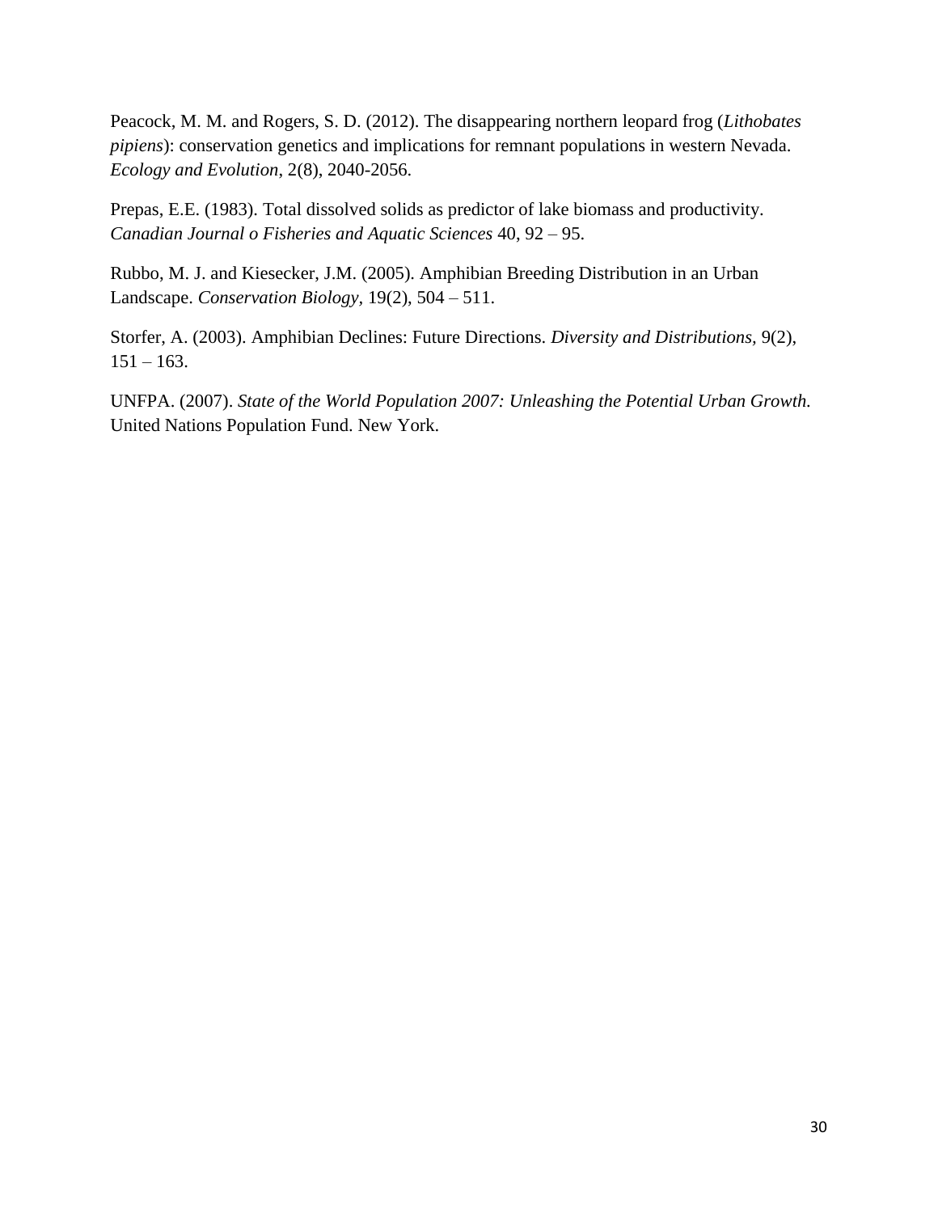Peacock, M. M. and Rogers, S. D. (2012). The disappearing northern leopard frog (*Lithobates pipiens*): conservation genetics and implications for remnant populations in western Nevada. *Ecology and Evolution*, 2(8), 2040-2056.

Prepas, E.E. (1983). Total dissolved solids as predictor of lake biomass and productivity. *Canadian Journal o Fisheries and Aquatic Sciences* 40, 92 – 95.

Rubbo, M. J. and Kiesecker, J.M. (2005). Amphibian Breeding Distribution in an Urban Landscape. *Conservation Biology*, 19(2), 504 – 511.

Storfer, A. (2003). Amphibian Declines: Future Directions. *Diversity and Distributions,* 9(2), 151 – 163.

UNFPA. (2007). *State of the World Population 2007: Unleashing the Potential Urban Growth.* United Nations Population Fund. New York.